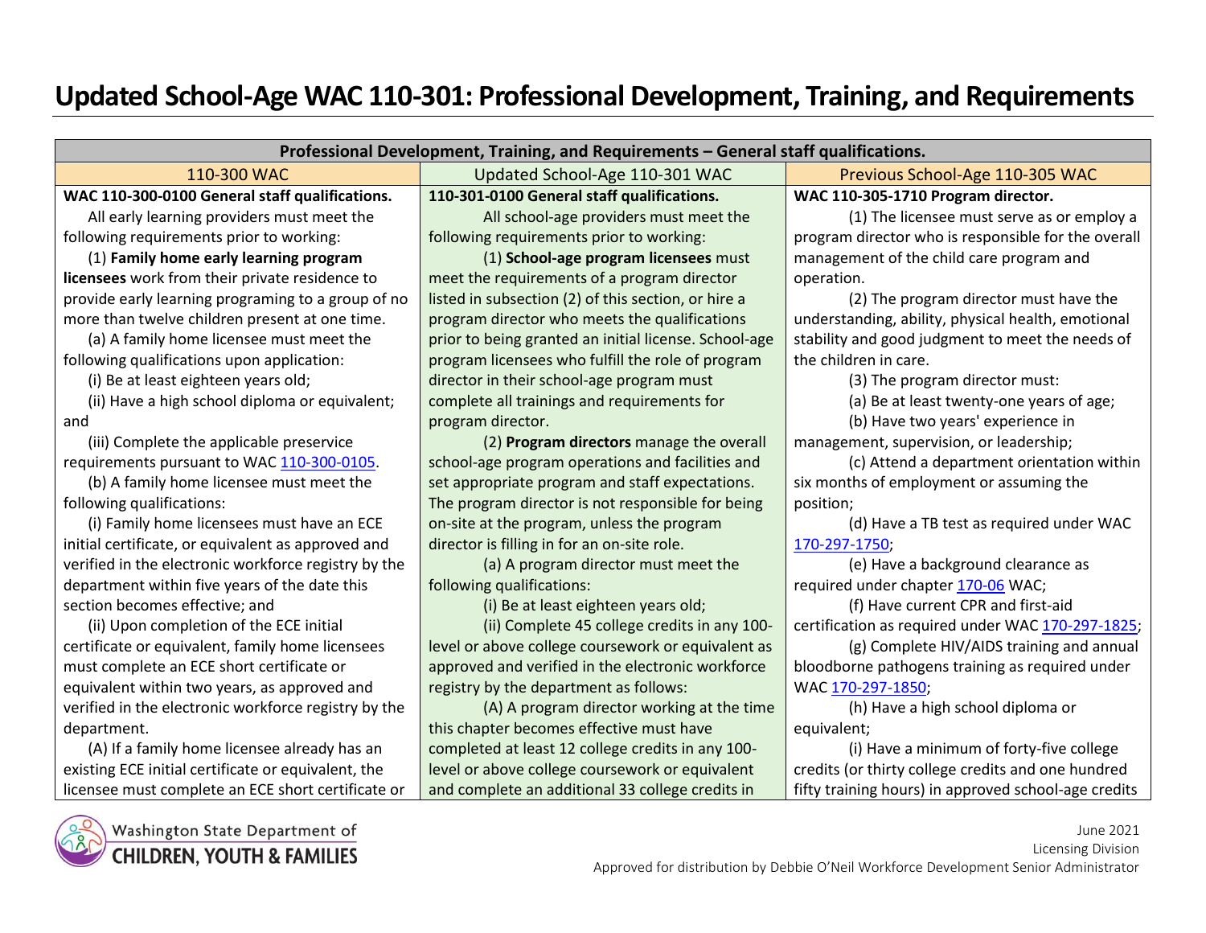# Updated School-Age WAC 110-301: Professional Development, Training, and Requirements

| Professional Development, Training, and Requirements – General staff qualifications. | | |
|---|---|---|
| 110-300 WAC | Updated School-Age 110-301 WAC | Previous School-Age 110-305 WAC |
| **WAC 110-300-0100 General staff qualifications.**<br>All early learning providers must meet the following requirements prior to working:<br>(1) **Family home early learning program licensees** work from their private residence to provide early learning programing to a group of no more than twelve children present at one time.<br>(a) A family home licensee must meet the following qualifications upon application:<br>(i) Be at least eighteen years old;<br>(ii) Have a high school diploma or equivalent; and<br>(iii) Complete the applicable preservice requirements pursuant to WAC 110-300-0105.<br>(b) A family home licensee must meet the following qualifications:<br>(i) Family home licensees must have an ECE initial certificate, or equivalent as approved and verified in the electronic workforce registry by the department within five years of the date this section becomes effective; and<br>(ii) Upon completion of the ECE initial certificate or equivalent, family home licensees must complete an ECE short certificate or equivalent within two years, as approved and verified in the electronic workforce registry by the department.<br>(A) If a family home licensee already has an existing ECE initial certificate or equivalent, the licensee must complete an ECE short certificate or | **110-301-0100 General staff qualifications.**<br>All school-age providers must meet the following requirements prior to working:<br>(1) **School-age program licensees** must meet the requirements of a program director listed in subsection (2) of this section, or hire a program director who meets the qualifications prior to being granted an initial license. School-age program licensees who fulfill the role of program director in their school-age program must complete all trainings and requirements for program director.<br>(2) **Program directors** manage the overall school-age program operations and facilities and set appropriate program and staff expectations. The program director is not responsible for being on-site at the program, unless the program director is filling in for an on-site role.<br>(a) A program director must meet the following qualifications:<br>(i) Be at least eighteen years old;<br>(ii) Complete 45 college credits in any 100-level or above college coursework or equivalent as approved and verified in the electronic workforce registry by the department as follows:<br>(A) A program director working at the time this chapter becomes effective must have completed at least 12 college credits in any 100-level or above college coursework or equivalent and complete an additional 33 college credits in | **WAC 110-305-1710 Program director.**<br>(1) The licensee must serve as or employ a program director who is responsible for the overall management of the child care program and operation.<br>(2) The program director must have the understanding, ability, physical health, emotional stability and good judgment to meet the needs of the children in care.<br>(3) The program director must:<br>(a) Be at least twenty-one years of age;<br>(b) Have two years' experience in management, supervision, or leadership;<br>(c) Attend a department orientation within six months of employment or assuming the position;<br>(d) Have a TB test as required under WAC 170-297-1750;<br>(e) Have a background clearance as required under chapter 170-06 WAC;<br>(f) Have current CPR and first-aid certification as required under WAC 170-297-1825;<br>(g) Complete HIV/AIDS training and annual bloodborne pathogens training as required under WAC 170-297-1850;<br>(h) Have a high school diploma or equivalent;<br>(i) Have a minimum of forty-five college credits (or thirty college credits and one hundred fifty training hours) in approved school-age credits |

June 2021
Licensing Division
Approved for distribution by Debbie O'Neil Workforce Development Senior Administrator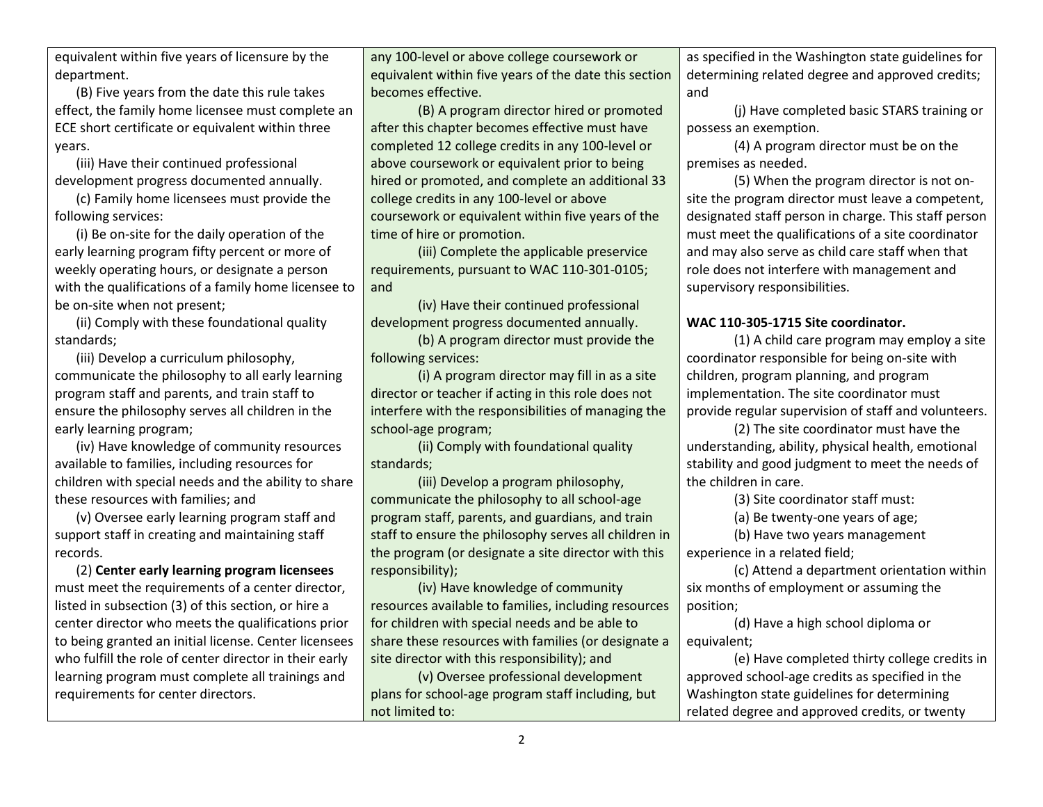equivalent within five years of licensure by the department.

(B) Five years from the date this rule takes effect, the family home licensee must complete an ECE short certificate or equivalent within three years.

(iii) Have their continued professional development progress documented annually.

(c) Family home licensees must provide the following services:

(i) Be on-site for the daily operation of the early learning program fifty percent or more of weekly operating hours, or designate a person with the qualifications of a family home licensee to be on-site when not present;

(ii) Comply with these foundational quality standards;

(iii) Develop a curriculum philosophy, communicate the philosophy to all early learning program staff and parents, and train staff to ensure the philosophy serves all children in the early learning program;

(iv) Have knowledge of community resources available to families, including resources for children with special needs and the ability to share these resources with families; and

(v) Oversee early learning program staff and support staff in creating and maintaining staff records.

(2) **Center early learning program licensees** must meet the requirements of a center director, listed in subsection (3) of this section, or hire a center director who meets the qualifications prior to being granted an initial license. Center licensees who fulfill the role of center director in their early learning program must complete all trainings and requirements for center directors.

any 100-level or above college coursework or equivalent within five years of the date this section becomes effective.

(B) A program director hired or promoted after this chapter becomes effective must have completed 12 college credits in any 100-level or above coursework or equivalent prior to being hired or promoted, and complete an additional 33 college credits in any 100-level or above coursework or equivalent within five years of the time of hire or promotion.

(iii) Complete the applicable preservice requirements, pursuant to WAC 110-301-0105; and

(iv) Have their continued professional development progress documented annually.

(b) A program director must provide the following services:

(i) A program director may fill in as a site director or teacher if acting in this role does not interfere with the responsibilities of managing the school-age program;

(ii) Comply with foundational quality standards;

(iii) Develop a program philosophy, communicate the philosophy to all school-age program staff, parents, and guardians, and train staff to ensure the philosophy serves all children in the program (or designate a site director with this responsibility);

(iv) Have knowledge of community resources available to families, including resources for children with special needs and be able to share these resources with families (or designate a site director with this responsibility); and

(v) Oversee professional development plans for school-age program staff including, but not limited to:

as specified in the Washington state guidelines for determining related degree and approved credits; and

(j) Have completed basic STARS training or possess an exemption.

(4) A program director must be on the premises as needed.

(5) When the program director is not on-site the program director must leave a competent, designated staff person in charge. This staff person must meet the qualifications of a site coordinator and may also serve as child care staff when that role does not interfere with management and supervisory responsibilities.

**WAC 110-305-1715 Site coordinator.**

(1) A child care program may employ a site coordinator responsible for being on-site with children, program planning, and program implementation. The site coordinator must provide regular supervision of staff and volunteers.

(2) The site coordinator must have the understanding, ability, physical health, emotional stability and good judgment to meet the needs of the children in care.

(3) Site coordinator staff must:

(a) Be twenty-one years of age;

(b) Have two years management experience in a related field;

(c) Attend a department orientation within six months of employment or assuming the position;

(d) Have a high school diploma or equivalent;

(e) Have completed thirty college credits in approved school-age credits as specified in the Washington state guidelines for determining related degree and approved credits, or twenty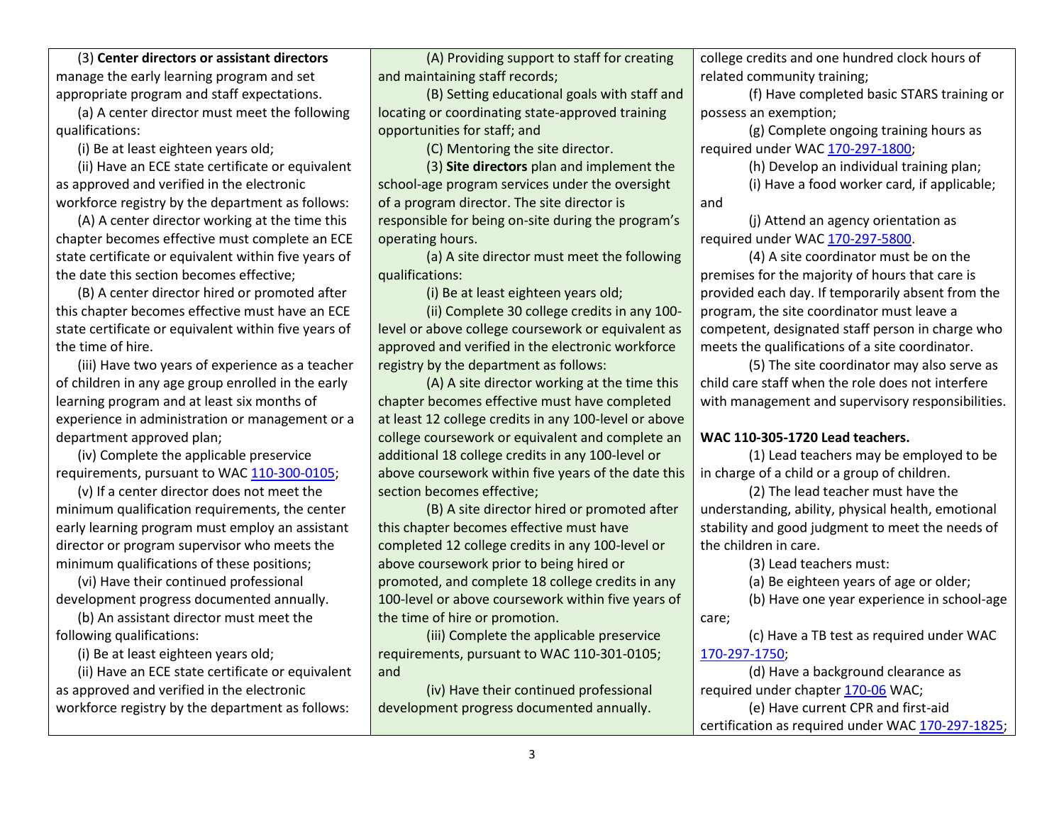(3) **Center directors or assistant directors** manage the early learning program and set appropriate program and staff expectations.

(a) A center director must meet the following qualifications:

(i) Be at least eighteen years old;

(ii) Have an ECE state certificate or equivalent as approved and verified in the electronic workforce registry by the department as follows:

(A) A center director working at the time this chapter becomes effective must complete an ECE state certificate or equivalent within five years of the date this section becomes effective;

(B) A center director hired or promoted after this chapter becomes effective must have an ECE state certificate or equivalent within five years of the time of hire.

(iii) Have two years of experience as a teacher of children in any age group enrolled in the early learning program and at least six months of experience in administration or management or a department approved plan;

(iv) Complete the applicable preservice requirements, pursuant to WAC 110-300-0105;

(v) If a center director does not meet the minimum qualification requirements, the center early learning program must employ an assistant director or program supervisor who meets the minimum qualifications of these positions;

(vi) Have their continued professional development progress documented annually.

(b) An assistant director must meet the following qualifications:

(i) Be at least eighteen years old;

(ii) Have an ECE state certificate or equivalent as approved and verified in the electronic workforce registry by the department as follows:

(A) Providing support to staff for creating and maintaining staff records;

(B) Setting educational goals with staff and locating or coordinating state-approved training opportunities for staff; and

(C) Mentoring the site director.

(3) **Site directors** plan and implement the school-age program services under the oversight of a program director. The site director is responsible for being on-site during the program's operating hours.

(a) A site director must meet the following qualifications:

(i) Be at least eighteen years old;

(ii) Complete 30 college credits in any 100-level or above college coursework or equivalent as approved and verified in the electronic workforce registry by the department as follows:

(A) A site director working at the time this chapter becomes effective must have completed at least 12 college credits in any 100-level or above college coursework or equivalent and complete an additional 18 college credits in any 100-level or above coursework within five years of the date this section becomes effective;

(B) A site director hired or promoted after this chapter becomes effective must have completed 12 college credits in any 100-level or above coursework prior to being hired or promoted, and complete 18 college credits in any 100-level or above coursework within five years of the time of hire or promotion.

(iii) Complete the applicable preservice requirements, pursuant to WAC 110-301-0105; and

(iv) Have their continued professional development progress documented annually.

college credits and one hundred clock hours of related community training;

(f) Have completed basic STARS training or possess an exemption;

(g) Complete ongoing training hours as required under WAC 170-297-1800;

(h) Develop an individual training plan;

(i) Have a food worker card, if applicable; and

(j) Attend an agency orientation as required under WAC 170-297-5800.

(4) A site coordinator must be on the premises for the majority of hours that care is provided each day. If temporarily absent from the program, the site coordinator must leave a competent, designated staff person in charge who meets the qualifications of a site coordinator.

(5) The site coordinator may also serve as child care staff when the role does not interfere with management and supervisory responsibilities.

**WAC 110-305-1720 Lead teachers.**

(1) Lead teachers may be employed to be in charge of a child or a group of children.

(2) The lead teacher must have the understanding, ability, physical health, emotional stability and good judgment to meet the needs of the children in care.

(3) Lead teachers must:

(a) Be eighteen years of age or older;

(b) Have one year experience in school-age care;

(c) Have a TB test as required under WAC 170-297-1750;

(d) Have a background clearance as required under chapter 170-06 WAC;

(e) Have current CPR and first-aid certification as required under WAC 170-297-1825;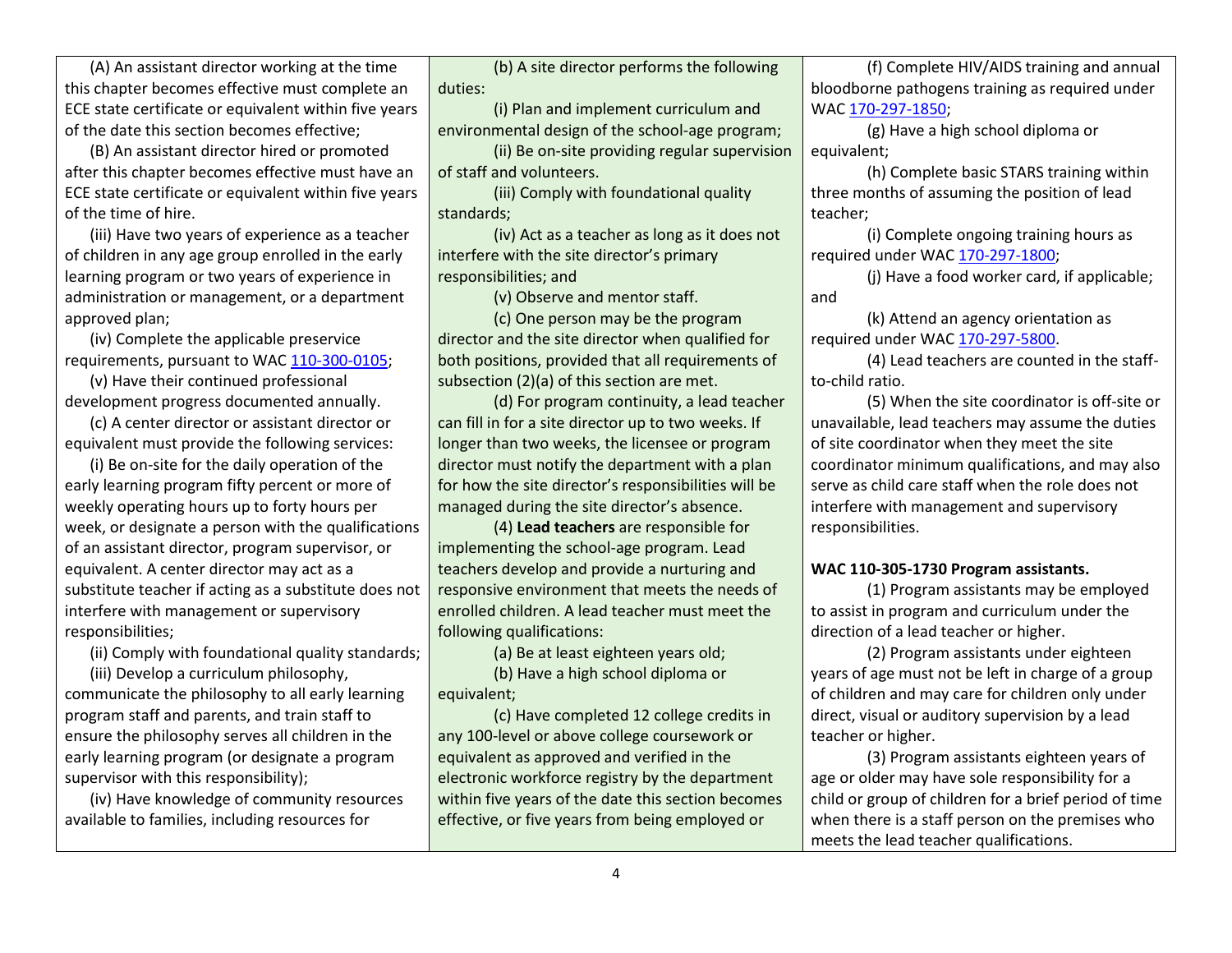(A) An assistant director working at the time this chapter becomes effective must complete an ECE state certificate or equivalent within five years of the date this section becomes effective;

(B) An assistant director hired or promoted after this chapter becomes effective must have an ECE state certificate or equivalent within five years of the time of hire.

(iii) Have two years of experience as a teacher of children in any age group enrolled in the early learning program or two years of experience in administration or management, or a department approved plan;

(iv) Complete the applicable preservice requirements, pursuant to WAC 110-300-0105;

(v) Have their continued professional development progress documented annually.

(c) A center director or assistant director or equivalent must provide the following services:

(i) Be on-site for the daily operation of the early learning program fifty percent or more of weekly operating hours up to forty hours per week, or designate a person with the qualifications of an assistant director, program supervisor, or equivalent. A center director may act as a substitute teacher if acting as a substitute does not interfere with management or supervisory responsibilities;

(ii) Comply with foundational quality standards;

(iii) Develop a curriculum philosophy, communicate the philosophy to all early learning program staff and parents, and train staff to ensure the philosophy serves all children in the early learning program (or designate a program supervisor with this responsibility);

(iv) Have knowledge of community resources available to families, including resources for

(b) A site director performs the following duties:

(i) Plan and implement curriculum and environmental design of the school-age program;

(ii) Be on-site providing regular supervision of staff and volunteers.

(iii) Comply with foundational quality standards;

(iv) Act as a teacher as long as it does not interfere with the site director's primary responsibilities; and

(v) Observe and mentor staff.

(c) One person may be the program director and the site director when qualified for both positions, provided that all requirements of subsection (2)(a) of this section are met.

(d) For program continuity, a lead teacher can fill in for a site director up to two weeks. If longer than two weeks, the licensee or program director must notify the department with a plan for how the site director's responsibilities will be managed during the site director's absence.

(4) **Lead teachers** are responsible for implementing the school-age program. Lead teachers develop and provide a nurturing and responsive environment that meets the needs of enrolled children. A lead teacher must meet the following qualifications:

(a) Be at least eighteen years old;

(b) Have a high school diploma or equivalent;

(c) Have completed 12 college credits in any 100-level or above college coursework or equivalent as approved and verified in the electronic workforce registry by the department within five years of the date this section becomes effective, or five years from being employed or

(f) Complete HIV/AIDS training and annual bloodborne pathogens training as required under WAC 170-297-1850;

(g) Have a high school diploma or equivalent;

(h) Complete basic STARS training within three months of assuming the position of lead teacher;

(i) Complete ongoing training hours as required under WAC 170-297-1800;

(j) Have a food worker card, if applicable; and

(k) Attend an agency orientation as required under WAC 170-297-5800.

(4) Lead teachers are counted in the staff-to-child ratio.

(5) When the site coordinator is off-site or unavailable, lead teachers may assume the duties of site coordinator when they meet the site coordinator minimum qualifications, and may also serve as child care staff when the role does not interfere with management and supervisory responsibilities.

**WAC 110-305-1730 Program assistants.**

(1) Program assistants may be employed to assist in program and curriculum under the direction of a lead teacher or higher.

(2) Program assistants under eighteen years of age must not be left in charge of a group of children and may care for children only under direct, visual or auditory supervision by a lead teacher or higher.

(3) Program assistants eighteen years of age or older may have sole responsibility for a child or group of children for a brief period of time when there is a staff person on the premises who meets the lead teacher qualifications.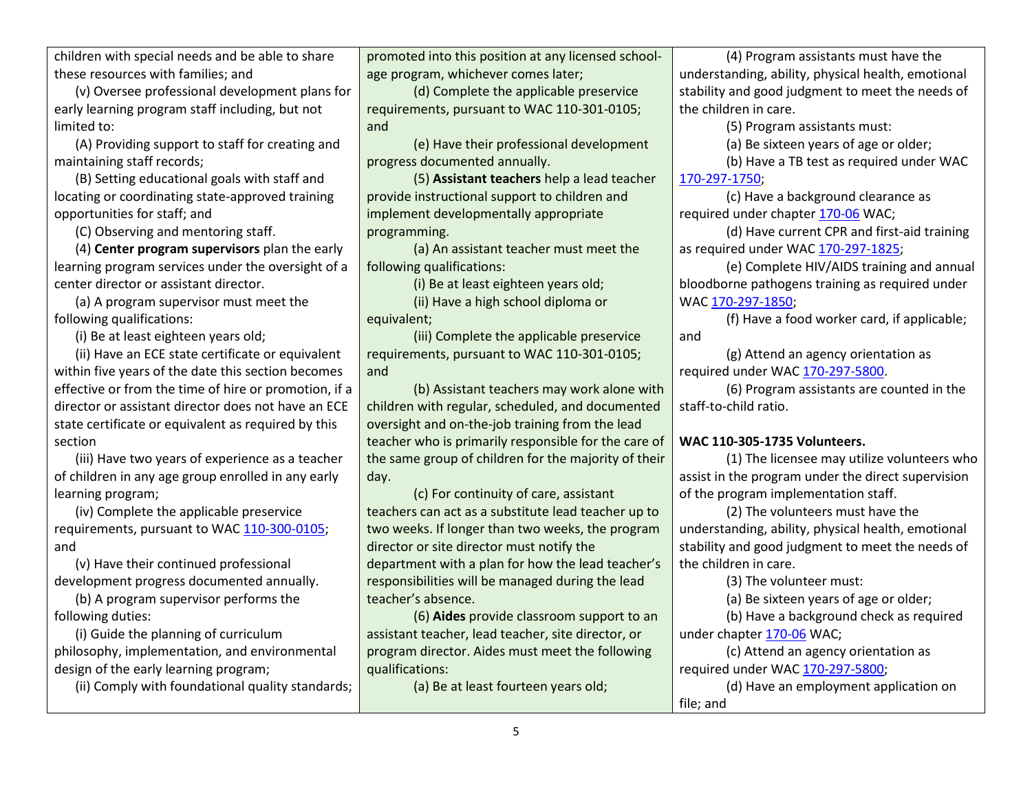children with special needs and be able to share these resources with families; and

(v) Oversee professional development plans for early learning program staff including, but not limited to:

(A) Providing support to staff for creating and maintaining staff records;

(B) Setting educational goals with staff and locating or coordinating state-approved training opportunities for staff; and

(C) Observing and mentoring staff.

(4) **Center program supervisors** plan the early learning program services under the oversight of a center director or assistant director.

(a) A program supervisor must meet the following qualifications:

(i) Be at least eighteen years old;

(ii) Have an ECE state certificate or equivalent within five years of the date this section becomes effective or from the time of hire or promotion, if a director or assistant director does not have an ECE state certificate or equivalent as required by this section

(iii) Have two years of experience as a teacher of children in any age group enrolled in any early learning program;

(iv) Complete the applicable preservice requirements, pursuant to WAC 110-300-0105; and

(v) Have their continued professional development progress documented annually.

(b) A program supervisor performs the following duties:

(i) Guide the planning of curriculum philosophy, implementation, and environmental design of the early learning program;

(ii) Comply with foundational quality standards;

promoted into this position at any licensed school-age program, whichever comes later;

(d) Complete the applicable preservice requirements, pursuant to WAC 110-301-0105; and

(e) Have their professional development progress documented annually.

(5) **Assistant teachers** help a lead teacher provide instructional support to children and implement developmentally appropriate programming.

(a) An assistant teacher must meet the following qualifications:

(i) Be at least eighteen years old;

(ii) Have a high school diploma or equivalent;

(iii) Complete the applicable preservice requirements, pursuant to WAC 110-301-0105; and

(b) Assistant teachers may work alone with children with regular, scheduled, and documented oversight and on-the-job training from the lead teacher who is primarily responsible for the care of the same group of children for the majority of their day.

(c) For continuity of care, assistant teachers can act as a substitute lead teacher up to two weeks. If longer than two weeks, the program director or site director must notify the department with a plan for how the lead teacher's responsibilities will be managed during the lead teacher's absence.

(6) **Aides** provide classroom support to an assistant teacher, lead teacher, site director, or program director. Aides must meet the following qualifications:

(a) Be at least fourteen years old;

(4) Program assistants must have the understanding, ability, physical health, emotional stability and good judgment to meet the needs of the children in care.

(5) Program assistants must:

(a) Be sixteen years of age or older;

(b) Have a TB test as required under WAC 170-297-1750;

(c) Have a background clearance as required under chapter 170-06 WAC;

(d) Have current CPR and first-aid training as required under WAC 170-297-1825;

(e) Complete HIV/AIDS training and annual bloodborne pathogens training as required under WAC 170-297-1850;

(f) Have a food worker card, if applicable; and

(g) Attend an agency orientation as required under WAC 170-297-5800.

(6) Program assistants are counted in the staff-to-child ratio.

**WAC 110-305-1735 Volunteers.**

(1) The licensee may utilize volunteers who assist in the program under the direct supervision of the program implementation staff.

(2) The volunteers must have the understanding, ability, physical health, emotional stability and good judgment to meet the needs of the children in care.

(3) The volunteer must:

(a) Be sixteen years of age or older;

(b) Have a background check as required under chapter 170-06 WAC;

(c) Attend an agency orientation as required under WAC 170-297-5800;

(d) Have an employment application on file; and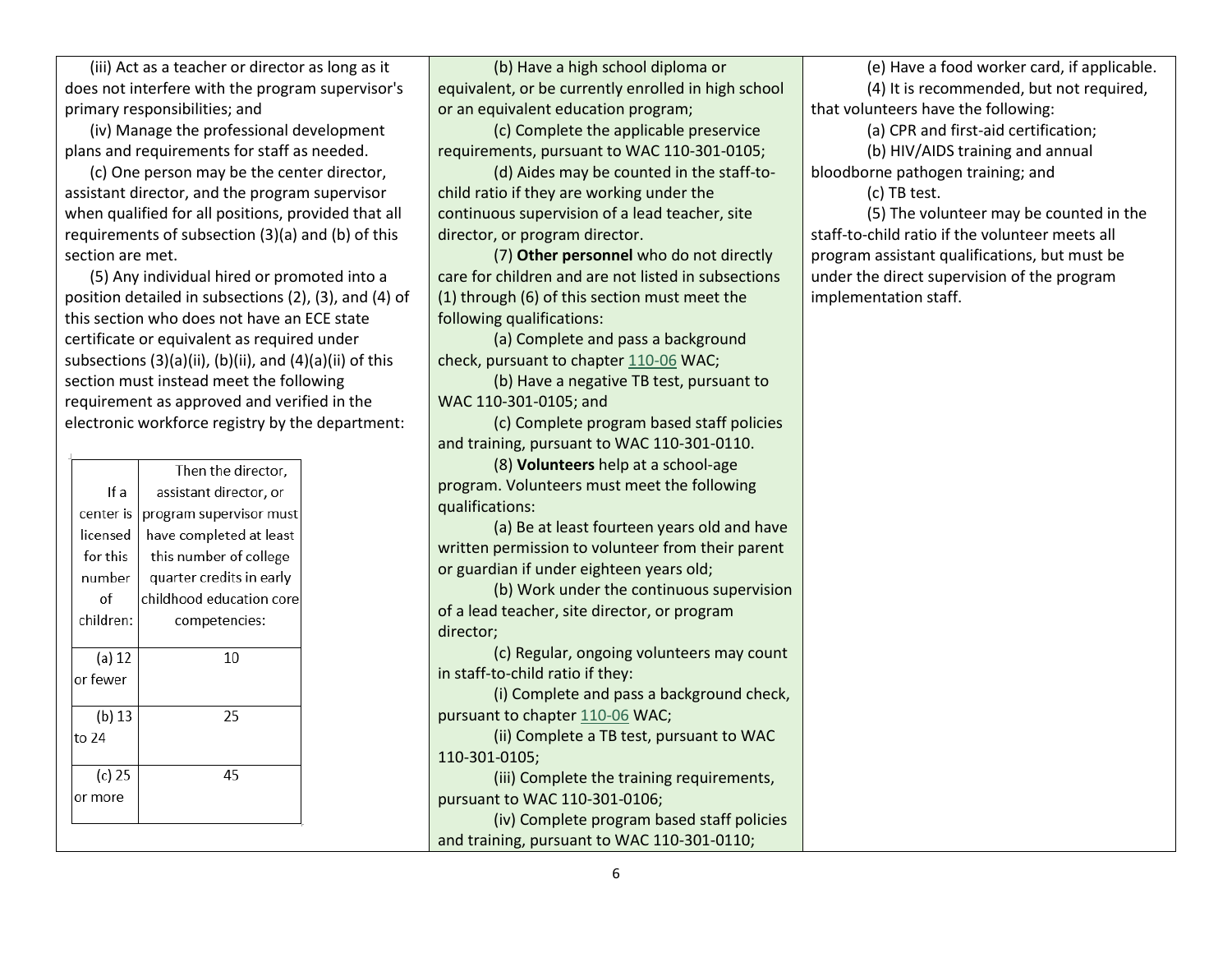(iii) Act as a teacher or director as long as it does not interfere with the program supervisor's primary responsibilities; and

(iv) Manage the professional development plans and requirements for staff as needed.

(c) One person may be the center director, assistant director, and the program supervisor when qualified for all positions, provided that all requirements of subsection (3)(a) and (b) of this section are met.

(5) Any individual hired or promoted into a position detailed in subsections (2), (3), and (4) of this section who does not have an ECE state certificate or equivalent as required under subsections (3)(a)(ii), (b)(ii), and (4)(a)(ii) of this section must instead meet the following requirement as approved and verified in the electronic workforce registry by the department:

| If a center is licensed for this number of children: | Then the director, assistant director, or program supervisor must have completed at least this number of college quarter credits in early childhood education core competencies: |
|---|---|
| (a) 12 or fewer | 10 |
| (b) 13 to 24 | 25 |
| (c) 25 or more | 45 |

(b) Have a high school diploma or equivalent, or be currently enrolled in high school or an equivalent education program;

(c) Complete the applicable preservice requirements, pursuant to WAC 110-301-0105;

(d) Aides may be counted in the staff-to-child ratio if they are working under the continuous supervision of a lead teacher, site director, or program director.

(7) **Other personnel** who do not directly care for children and are not listed in subsections (1) through (6) of this section must meet the following qualifications:

(a) Complete and pass a background check, pursuant to chapter 110-06 WAC;

(b) Have a negative TB test, pursuant to WAC 110-301-0105; and

(c) Complete program based staff policies and training, pursuant to WAC 110-301-0110.

(8) **Volunteers** help at a school-age program. Volunteers must meet the following qualifications:

(a) Be at least fourteen years old and have written permission to volunteer from their parent or guardian if under eighteen years old;

(b) Work under the continuous supervision of a lead teacher, site director, or program director;

(c) Regular, ongoing volunteers may count in staff-to-child ratio if they:

(i) Complete and pass a background check, pursuant to chapter 110-06 WAC;

(ii) Complete a TB test, pursuant to WAC 110-301-0105;

(iii) Complete the training requirements, pursuant to WAC 110-301-0106;

(iv) Complete program based staff policies and training, pursuant to WAC 110-301-0110;

(e) Have a food worker card, if applicable.

(4) It is recommended, but not required, that volunteers have the following:

(a) CPR and first-aid certification;

(b) HIV/AIDS training and annual bloodborne pathogen training; and

(c) TB test.

(5) The volunteer may be counted in the staff-to-child ratio if the volunteer meets all program assistant qualifications, but must be under the direct supervision of the program implementation staff.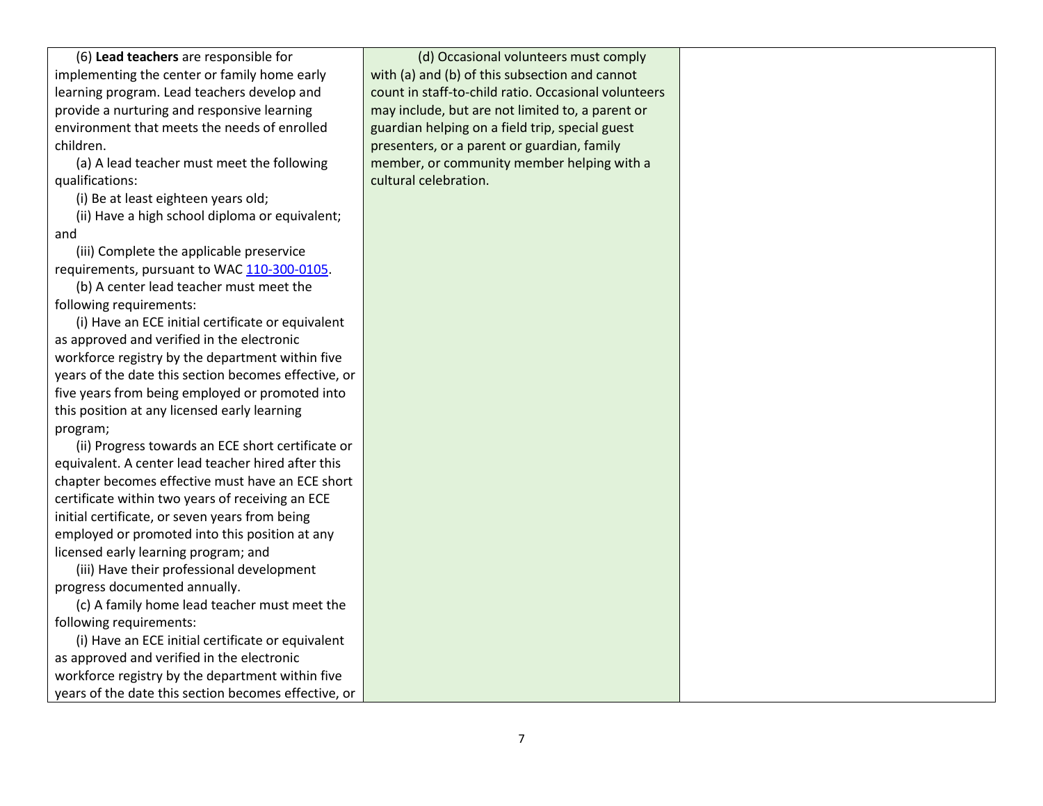| | | |
|---|---|---|
| (6) **Lead teachers** are responsible for implementing the center or family home early learning program. Lead teachers develop and provide a nurturing and responsive learning environment that meets the needs of enrolled children.<br>(a) A lead teacher must meet the following qualifications:<br>(i) Be at least eighteen years old;<br>(ii) Have a high school diploma or equivalent; and<br>(iii) Complete the applicable preservice requirements, pursuant to WAC 110-300-0105.<br>(b) A center lead teacher must meet the following requirements:<br>(i) Have an ECE initial certificate or equivalent as approved and verified in the electronic workforce registry by the department within five years of the date this section becomes effective, or five years from being employed or promoted into this position at any licensed early learning program;<br>(ii) Progress towards an ECE short certificate or equivalent. A center lead teacher hired after this chapter becomes effective must have an ECE short certificate within two years of receiving an ECE initial certificate, or seven years from being employed or promoted into this position at any licensed early learning program; and<br>(iii) Have their professional development progress documented annually.<br>(c) A family home lead teacher must meet the following requirements:<br>(i) Have an ECE initial certificate or equivalent as approved and verified in the electronic workforce registry by the department within five years of the date this section becomes effective, or | (d) Occasional volunteers must comply with (a) and (b) of this subsection and cannot count in staff-to-child ratio. Occasional volunteers may include, but are not limited to, a parent or guardian helping on a field trip, special guest presenters, or a parent or guardian, family member, or community member helping with a cultural celebration. | |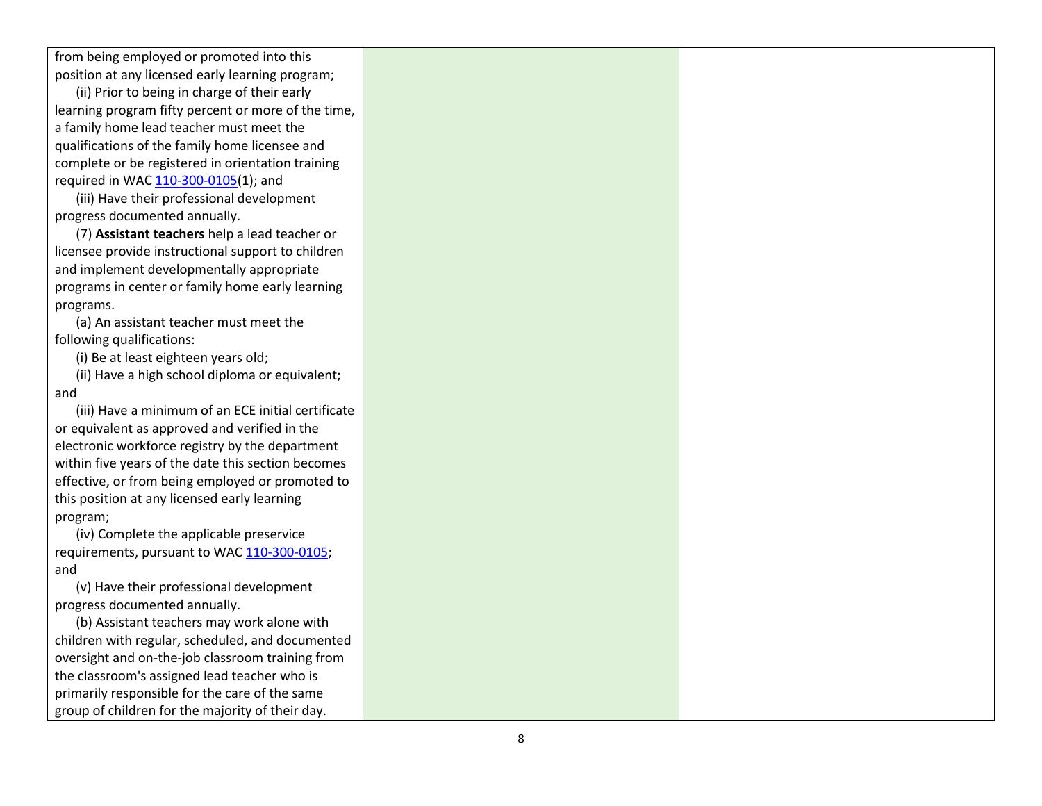| | | |
|---|---|---|
| from being employed or promoted into this position at any licensed early learning program;<br>(ii) Prior to being in charge of their early learning program fifty percent or more of the time, a family home lead teacher must meet the qualifications of the family home licensee and complete or be registered in orientation training required in WAC 110-300-0105(1); and<br>(iii) Have their professional development progress documented annually.<br>(7) **Assistant teachers** help a lead teacher or licensee provide instructional support to children and implement developmentally appropriate programs in center or family home early learning programs.<br>(a) An assistant teacher must meet the following qualifications:<br>(i) Be at least eighteen years old;<br>(ii) Have a high school diploma or equivalent; and<br>(iii) Have a minimum of an ECE initial certificate or equivalent as approved and verified in the electronic workforce registry by the department within five years of the date this section becomes effective, or from being employed or promoted to this position at any licensed early learning program;<br>(iv) Complete the applicable preservice requirements, pursuant to WAC 110-300-0105; and<br>(v) Have their professional development progress documented annually.<br>(b) Assistant teachers may work alone with children with regular, scheduled, and documented oversight and on-the-job classroom training from the classroom's assigned lead teacher who is primarily responsible for the care of the same group of children for the majority of their day. | | |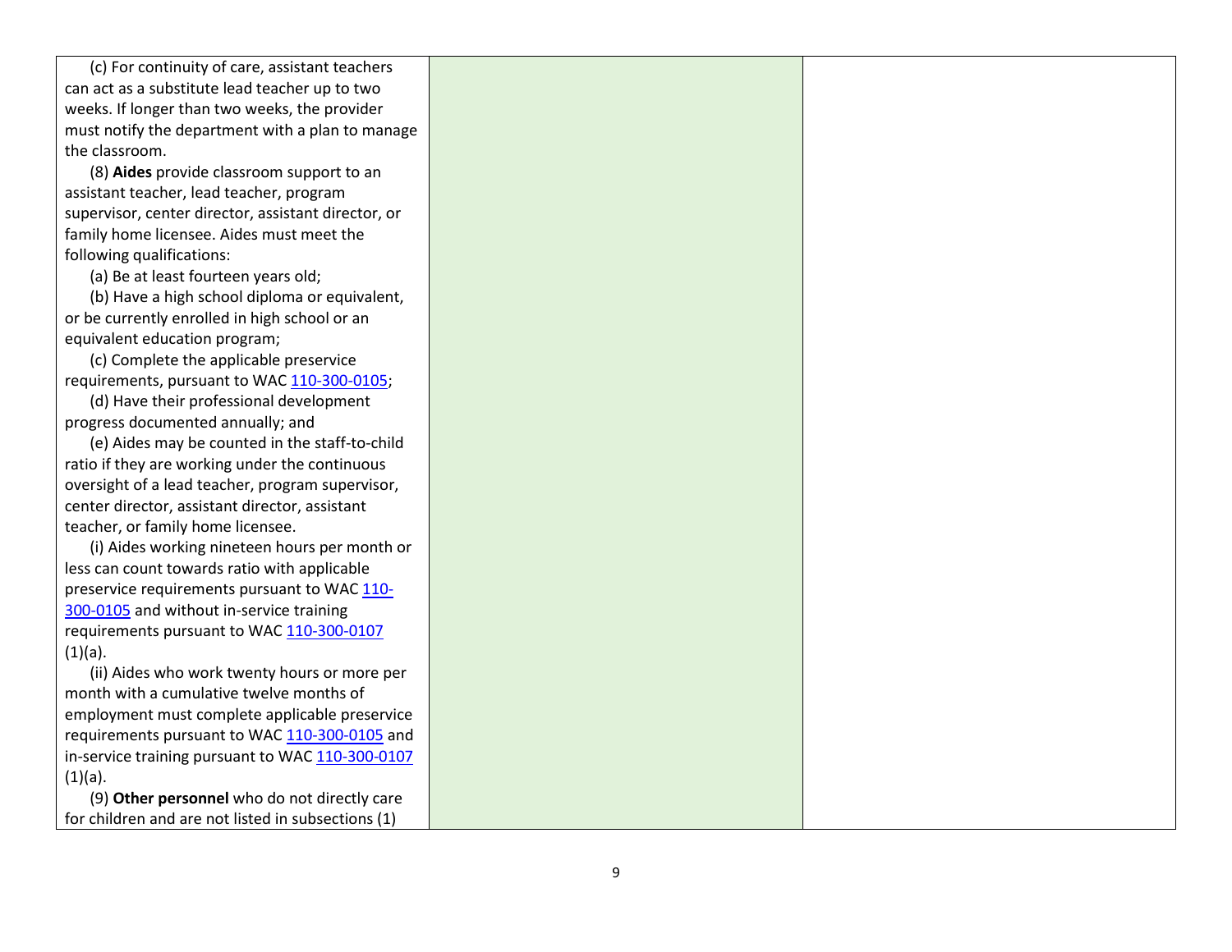| | | |
|---|---|---|
| (c) For continuity of care, assistant teachers can act as a substitute lead teacher up to two weeks. If longer than two weeks, the provider must notify the department with a plan to manage the classroom.<br>(8) **Aides** provide classroom support to an assistant teacher, lead teacher, program supervisor, center director, assistant director, or family home licensee. Aides must meet the following qualifications:<br>(a) Be at least fourteen years old;<br>(b) Have a high school diploma or equivalent, or be currently enrolled in high school or an equivalent education program;<br>(c) Complete the applicable preservice requirements, pursuant to WAC 110-300-0105;<br>(d) Have their professional development progress documented annually; and<br>(e) Aides may be counted in the staff-to-child ratio if they are working under the continuous oversight of a lead teacher, program supervisor, center director, assistant director, assistant teacher, or family home licensee.<br>(i) Aides working nineteen hours per month or less can count towards ratio with applicable preservice requirements pursuant to WAC 110-300-0105 and without in-service training requirements pursuant to WAC 110-300-0107 (1)(a).<br>(ii) Aides who work twenty hours or more per month with a cumulative twelve months of employment must complete applicable preservice requirements pursuant to WAC 110-300-0105 and in-service training pursuant to WAC 110-300-0107 (1)(a).<br>(9) **Other personnel** who do not directly care for children and are not listed in subsections (1) | | |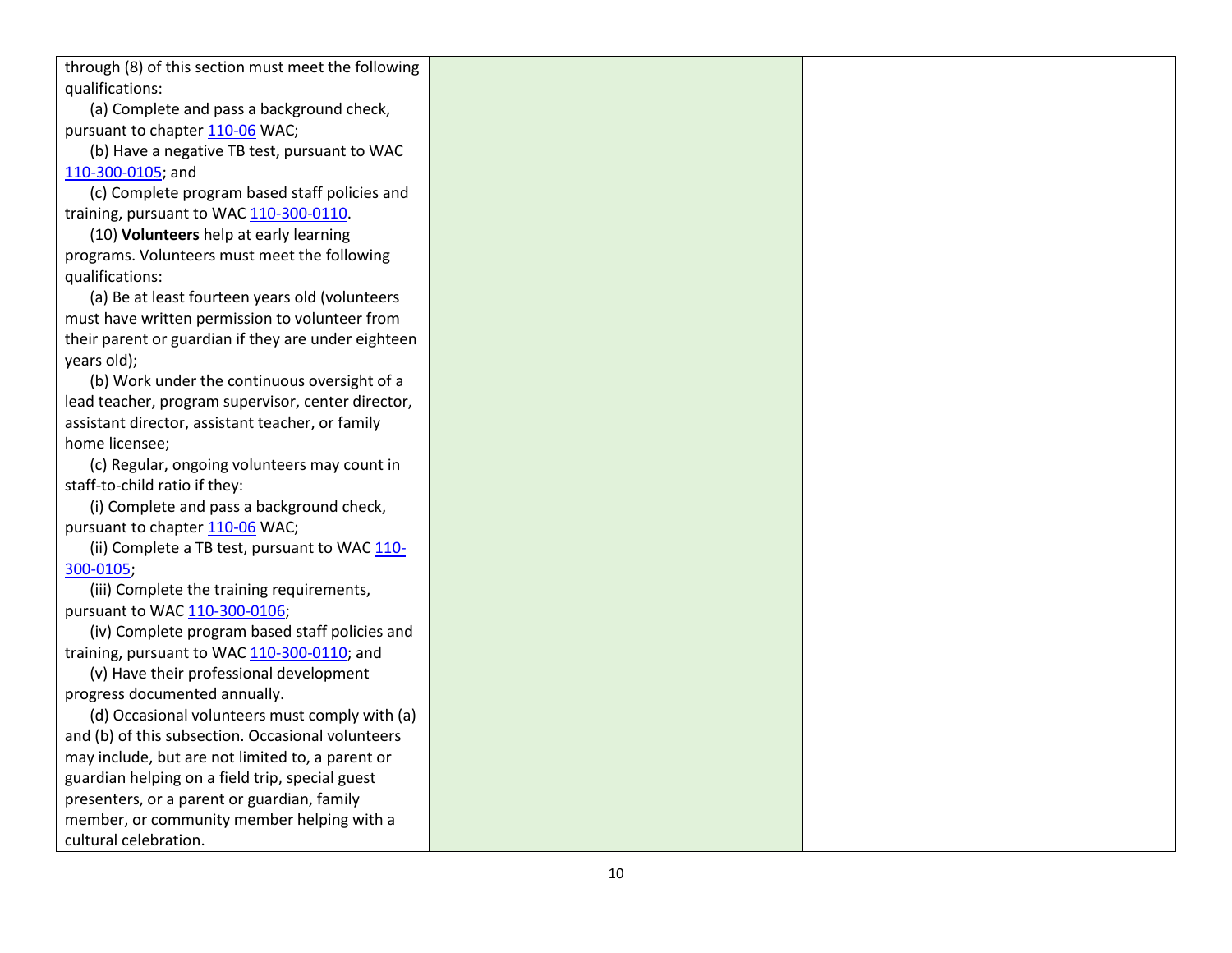| | | |
|---|---|---|
| through (8) of this section must meet the following qualifications:<br>(a) Complete and pass a background check, pursuant to chapter 110-06 WAC;<br>(b) Have a negative TB test, pursuant to WAC 110-300-0105; and<br>(c) Complete program based staff policies and training, pursuant to WAC 110-300-0110.<br>(10) **Volunteers** help at early learning programs. Volunteers must meet the following qualifications:<br>(a) Be at least fourteen years old (volunteers must have written permission to volunteer from their parent or guardian if they are under eighteen years old);<br>(b) Work under the continuous oversight of a lead teacher, program supervisor, center director, assistant director, assistant teacher, or family home licensee;<br>(c) Regular, ongoing volunteers may count in staff-to-child ratio if they:<br>(i) Complete and pass a background check, pursuant to chapter 110-06 WAC;<br>(ii) Complete a TB test, pursuant to WAC 110-300-0105;<br>(iii) Complete the training requirements, pursuant to WAC 110-300-0106;<br>(iv) Complete program based staff policies and training, pursuant to WAC 110-300-0110; and<br>(v) Have their professional development progress documented annually.<br>(d) Occasional volunteers must comply with (a) and (b) of this subsection. Occasional volunteers may include, but are not limited to, a parent or guardian helping on a field trip, special guest presenters, or a parent or guardian, family member, or community member helping with a cultural celebration. | | |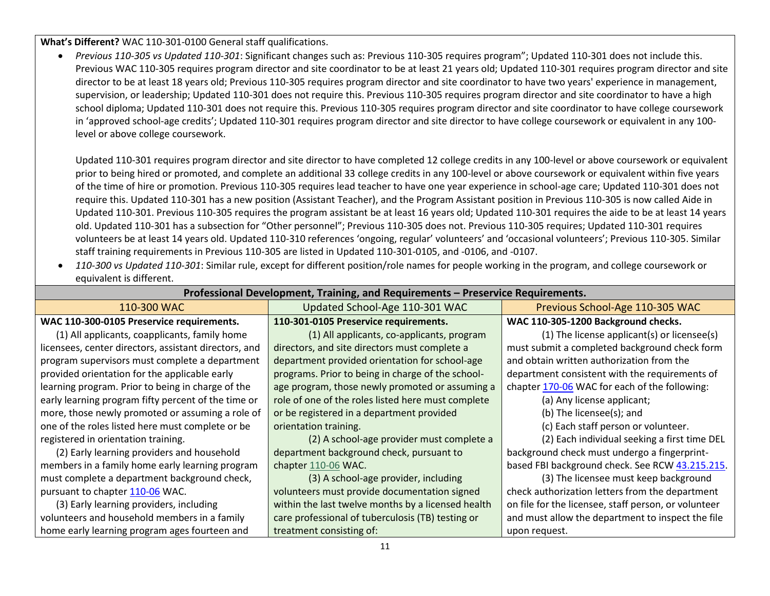**What's Different?** WAC 110-301-0100 General staff qualifications.

- *Previous 110-305 vs Updated 110-301*: Significant changes such as: Previous 110-305 requires program"; Updated 110-301 does not include this. Previous WAC 110-305 requires program director and site coordinator to be at least 21 years old; Updated 110-301 requires program director and site director to be at least 18 years old; Previous 110-305 requires program director and site coordinator to have two years' experience in management, supervision, or leadership; Updated 110-301 does not require this. Previous 110-305 requires program director and site coordinator to have a high school diploma; Updated 110-301 does not require this. Previous 110-305 requires program director and site coordinator to have college coursework in 'approved school-age credits'; Updated 110-301 requires program director and site director to have college coursework or equivalent in any 100-level or above college coursework.

  Updated 110-301 requires program director and site director to have completed 12 college credits in any 100-level or above coursework or equivalent prior to being hired or promoted, and complete an additional 33 college credits in any 100-level or above coursework or equivalent within five years of the time of hire or promotion. Previous 110-305 requires lead teacher to have one year experience in school-age care; Updated 110-301 does not require this. Updated 110-301 has a new position (Assistant Teacher), and the Program Assistant position in Previous 110-305 is now called Aide in Updated 110-301. Previous 110-305 requires the program assistant be at least 16 years old; Updated 110-301 requires the aide to be at least 14 years old. Updated 110-301 has a subsection for "Other personnel"; Previous 110-305 does not. Previous 110-305 requires; Updated 110-301 requires volunteers be at least 14 years old. Updated 110-310 references 'ongoing, regular' volunteers and 'occasional volunteers'; Previous 110-305. Similar staff training requirements in Previous 110-305 are listed in Updated 110-301-0105, and -0106, and -0107.
- *110-300 vs Updated 110-301*: Similar rule, except for different position/role names for people working in the program, and college coursework or equivalent is different.

**Professional Development, Training, and Requirements – Preservice Requirements.**

| 110-300 WAC | Updated School-Age 110-301 WAC | Previous School-Age 110-305 WAC |
|---|---|---|
| **WAC 110-300-0105 Preservice requirements.**<br>(1) All applicants, coapplicants, family home licensees, center directors, assistant directors, and program supervisors must complete a department provided orientation for the applicable early learning program. Prior to being in charge of the early learning program fifty percent of the time or more, those newly promoted or assuming a role of one of the roles listed here must complete or be registered in orientation training.<br>(2) Early learning providers and household members in a family home early learning program must complete a department background check, pursuant to chapter 110-06 WAC.<br>(3) Early learning providers, including volunteers and household members in a family home early learning program ages fourteen and | **110-301-0105 Preservice requirements.**<br>(1) All applicants, co-applicants, program directors, and site directors must complete a department provided orientation for school-age programs. Prior to being in charge of the school-age program, those newly promoted or assuming a role of one of the roles listed here must complete or be registered in a department provided orientation training.<br>(2) A school-age provider must complete a department background check, pursuant to chapter 110-06 WAC.<br>(3) A school-age provider, including volunteers must provide documentation signed within the last twelve months by a licensed health care professional of tuberculosis (TB) testing or treatment consisting of: | **WAC 110-305-1200 Background checks.**<br>(1) The license applicant(s) or licensee(s) must submit a completed background check form and obtain written authorization from the department consistent with the requirements of chapter 170-06 WAC for each of the following:<br>(a) Any license applicant;<br>(b) The licensee(s); and<br>(c) Each staff person or volunteer.<br>(2) Each individual seeking a first time DEL background check must undergo a fingerprint-based FBI background check. See RCW 43.215.215.<br>(3) The licensee must keep background check authorization letters from the department on file for the licensee, staff person, or volunteer and must allow the department to inspect the file upon request. |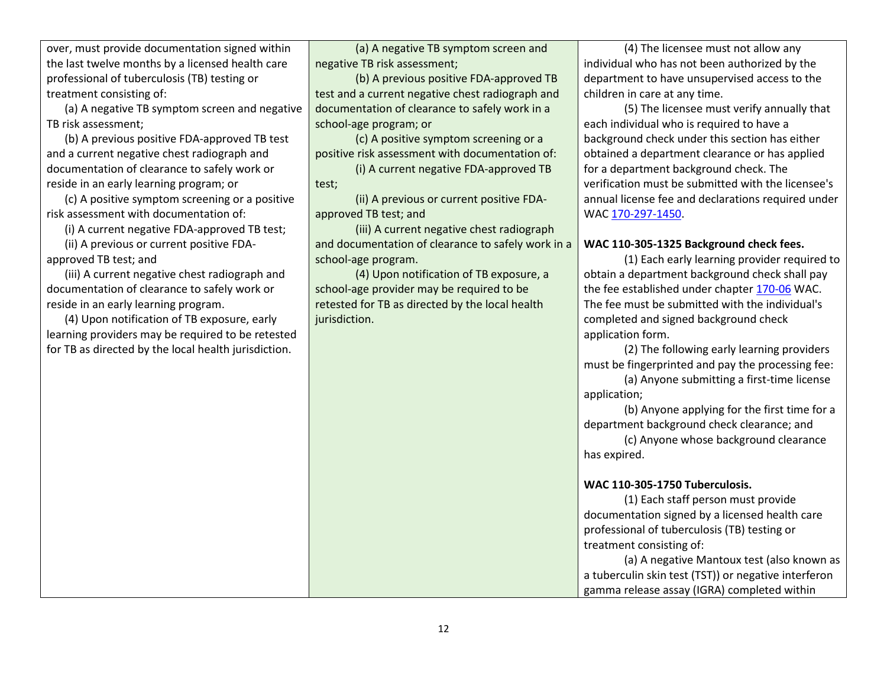| | | |
|---|---|---|
| over, must provide documentation signed within the last twelve months by a licensed health care professional of tuberculosis (TB) testing or treatment consisting of:<br>(a) A negative TB symptom screen and negative TB risk assessment;<br>(b) A previous positive FDA-approved TB test and a current negative chest radiograph and documentation of clearance to safely work or reside in an early learning program; or<br>(c) A positive symptom screening or a positive risk assessment with documentation of:<br>(i) A current negative FDA-approved TB test;<br>(ii) A previous or current positive FDA-approved TB test; and<br>(iii) A current negative chest radiograph and documentation of clearance to safely work or reside in an early learning program.<br>(4) Upon notification of TB exposure, early learning providers may be required to be retested for TB as directed by the local health jurisdiction. | (a) A negative TB symptom screen and negative TB risk assessment;<br>(b) A previous positive FDA-approved TB test and a current negative chest radiograph and documentation of clearance to safely work in a school-age program; or<br>(c) A positive symptom screening or a positive risk assessment with documentation of:<br>(i) A current negative FDA-approved TB test;<br>(ii) A previous or current positive FDA-approved TB test; and<br>(iii) A current negative chest radiograph and documentation of clearance to safely work in a school-age program.<br>(4) Upon notification of TB exposure, a school-age provider may be required to be retested for TB as directed by the local health jurisdiction. | (4) The licensee must not allow any individual who has not been authorized by the department to have unsupervised access to the children in care at any time.<br>(5) The licensee must verify annually that each individual who is required to have a background check under this section has either obtained a department clearance or has applied for a department background check. The verification must be submitted with the licensee's annual license fee and declarations required under WAC 170-297-1450.<br><br>**WAC 110-305-1325 Background check fees.**<br>(1) Each early learning provider required to obtain a department background check shall pay the fee established under chapter 170-06 WAC. The fee must be submitted with the individual's completed and signed background check application form.<br>(2) The following early learning providers must be fingerprinted and pay the processing fee:<br>(a) Anyone submitting a first-time license application;<br>(b) Anyone applying for the first time for a department background check clearance; and<br>(c) Anyone whose background clearance has expired.<br><br>**WAC 110-305-1750 Tuberculosis.**<br>(1) Each staff person must provide documentation signed by a licensed health care professional of tuberculosis (TB) testing or treatment consisting of:<br>(a) A negative Mantoux test (also known as a tuberculin skin test (TST)) or negative interferon gamma release assay (IGRA) completed within |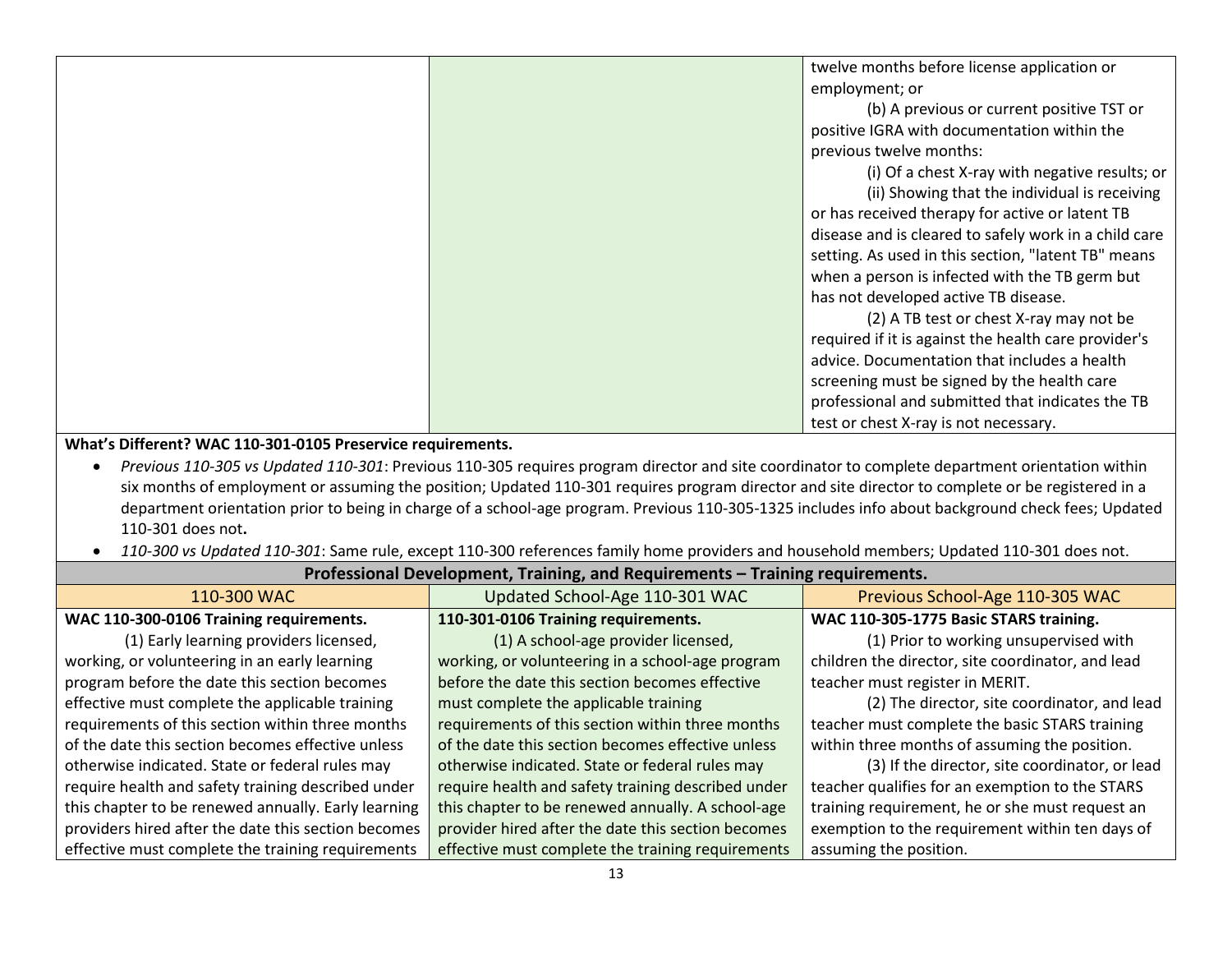| | | |
|---|---|---|
| | | twelve months before license application or employment; or<br>(b) A previous or current positive TST or positive IGRA with documentation within the previous twelve months:<br>(i) Of a chest X-ray with negative results; or<br>(ii) Showing that the individual is receiving or has received therapy for active or latent TB disease and is cleared to safely work in a child care setting. As used in this section, "latent TB" means when a person is infected with the TB germ but has not developed active TB disease.<br>(2) A TB test or chest X-ray may not be required if it is against the health care provider's advice. Documentation that includes a health screening must be signed by the health care professional and submitted that indicates the TB test or chest X-ray is not necessary. |

**What's Different? WAC 110-301-0105 Preservice requirements.**

- *Previous 110-305 vs Updated 110-301*: Previous 110-305 requires program director and site coordinator to complete department orientation within six months of employment or assuming the position; Updated 110-301 requires program director and site director to complete or be registered in a department orientation prior to being in charge of a school-age program. Previous 110-305-1325 includes info about background check fees; Updated 110-301 does not**.**
- *110-300 vs Updated 110-301*: Same rule, except 110-300 references family home providers and household members; Updated 110-301 does not.

**Professional Development, Training, and Requirements – Training requirements.**

| 110-300 WAC | Updated School-Age 110-301 WAC | Previous School-Age 110-305 WAC |
|---|---|---|
| **WAC 110-300-0106 Training requirements.**<br>(1) Early learning providers licensed, working, or volunteering in an early learning program before the date this section becomes effective must complete the applicable training requirements of this section within three months of the date this section becomes effective unless otherwise indicated. State or federal rules may require health and safety training described under this chapter to be renewed annually. Early learning providers hired after the date this section becomes effective must complete the training requirements | **110-301-0106 Training requirements.**<br>(1) A school-age provider licensed, working, or volunteering in a school-age program before the date this section becomes effective must complete the applicable training requirements of this section within three months of the date this section becomes effective unless otherwise indicated. State or federal rules may require health and safety training described under this chapter to be renewed annually. A school-age provider hired after the date this section becomes effective must complete the training requirements | **WAC 110-305-1775 Basic STARS training.**<br>(1) Prior to working unsupervised with children the director, site coordinator, and lead teacher must register in MERIT.<br>(2) The director, site coordinator, and lead teacher must complete the basic STARS training within three months of assuming the position.<br>(3) If the director, site coordinator, or lead teacher qualifies for an exemption to the STARS training requirement, he or she must request an exemption to the requirement within ten days of assuming the position. |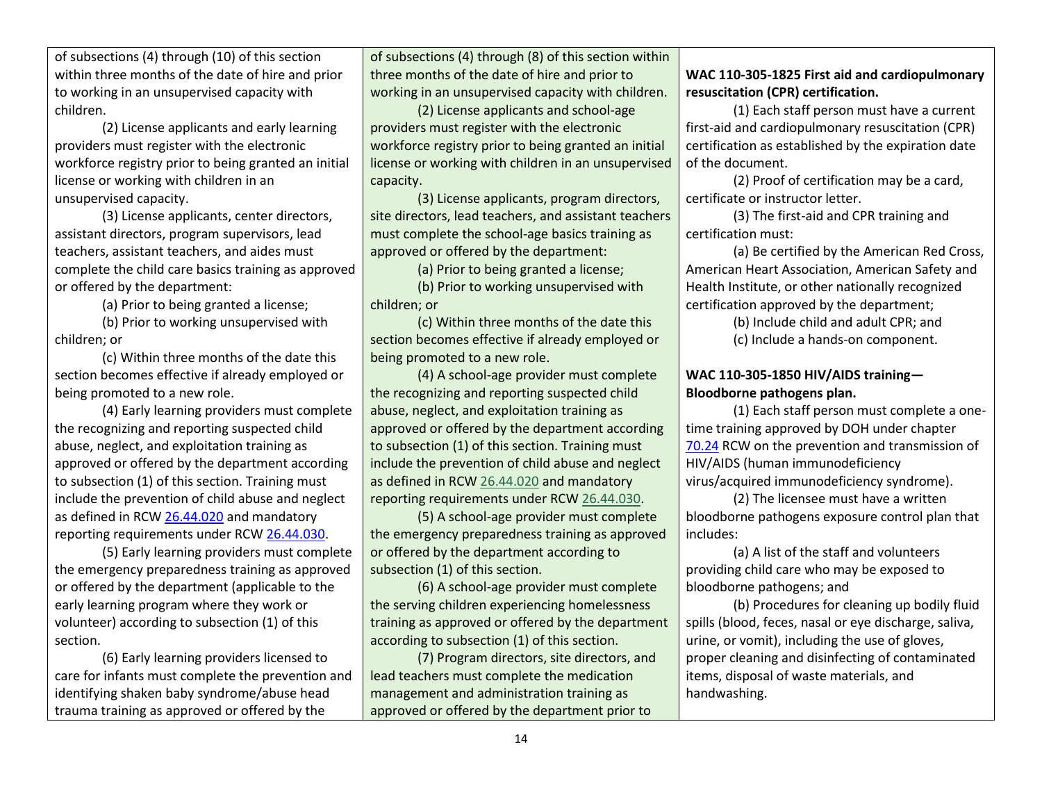| | | |
|---|---|---|
| of subsections (4) through (10) of this section within three months of the date of hire and prior to working in an unsupervised capacity with children.<br><br>(2) License applicants and early learning providers must register with the electronic workforce registry prior to being granted an initial license or working with children in an unsupervised capacity.<br><br>(3) License applicants, center directors, assistant directors, program supervisors, lead teachers, assistant teachers, and aides must complete the child care basics training as approved or offered by the department:<br><br>(a) Prior to being granted a license;<br><br>(b) Prior to working unsupervised with children; or<br><br>(c) Within three months of the date this section becomes effective if already employed or being promoted to a new role.<br><br>(4) Early learning providers must complete the recognizing and reporting suspected child abuse, neglect, and exploitation training as approved or offered by the department according to subsection (1) of this section. Training must include the prevention of child abuse and neglect as defined in RCW 26.44.020 and mandatory reporting requirements under RCW 26.44.030.<br><br>(5) Early learning providers must complete the emergency preparedness training as approved or offered by the department (applicable to the early learning program where they work or volunteer) according to subsection (1) of this section.<br><br>(6) Early learning providers licensed to care for infants must complete the prevention and identifying shaken baby syndrome/abuse head trauma training as approved or offered by the | of subsections (4) through (8) of this section within three months of the date of hire and prior to working in an unsupervised capacity with children.<br><br>(2) License applicants and school-age providers must register with the electronic workforce registry prior to being granted an initial license or working with children in an unsupervised capacity.<br><br>(3) License applicants, program directors, site directors, lead teachers, and assistant teachers must complete the school-age basics training as approved or offered by the department:<br><br>(a) Prior to being granted a license;<br><br>(b) Prior to working unsupervised with children; or<br><br>(c) Within three months of the date this section becomes effective if already employed or being promoted to a new role.<br><br>(4) A school-age provider must complete the recognizing and reporting suspected child abuse, neglect, and exploitation training as approved or offered by the department according to subsection (1) of this section. Training must include the prevention of child abuse and neglect as defined in RCW 26.44.020 and mandatory reporting requirements under RCW 26.44.030.<br><br>(5) A school-age provider must complete the emergency preparedness training as approved or offered by the department according to subsection (1) of this section.<br><br>(6) A school-age provider must complete the serving children experiencing homelessness training as approved or offered by the department according to subsection (1) of this section.<br><br>(7) Program directors, site directors, and lead teachers must complete the medication management and administration training as approved or offered by the department prior to | **WAC 110-305-1825 First aid and cardiopulmonary resuscitation (CPR) certification.**<br><br>(1) Each staff person must have a current first-aid and cardiopulmonary resuscitation (CPR) certification as established by the expiration date of the document.<br><br>(2) Proof of certification may be a card, certificate or instructor letter.<br><br>(3) The first-aid and CPR training and certification must:<br><br>(a) Be certified by the American Red Cross, American Heart Association, American Safety and Health Institute, or other nationally recognized certification approved by the department;<br><br>(b) Include child and adult CPR; and<br><br>(c) Include a hands-on component.<br><br>**WAC 110-305-1850 HIV/AIDS training—Bloodborne pathogens plan.**<br><br>(1) Each staff person must complete a one-time training approved by DOH under chapter 70.24 RCW on the prevention and transmission of HIV/AIDS (human immunodeficiency virus/acquired immunodeficiency syndrome).<br><br>(2) The licensee must have a written bloodborne pathogens exposure control plan that includes:<br><br>(a) A list of the staff and volunteers providing child care who may be exposed to bloodborne pathogens; and<br><br>(b) Procedures for cleaning up bodily fluid spills (blood, feces, nasal or eye discharge, saliva, urine, or vomit), including the use of gloves, proper cleaning and disinfecting of contaminated items, disposal of waste materials, and handwashing. |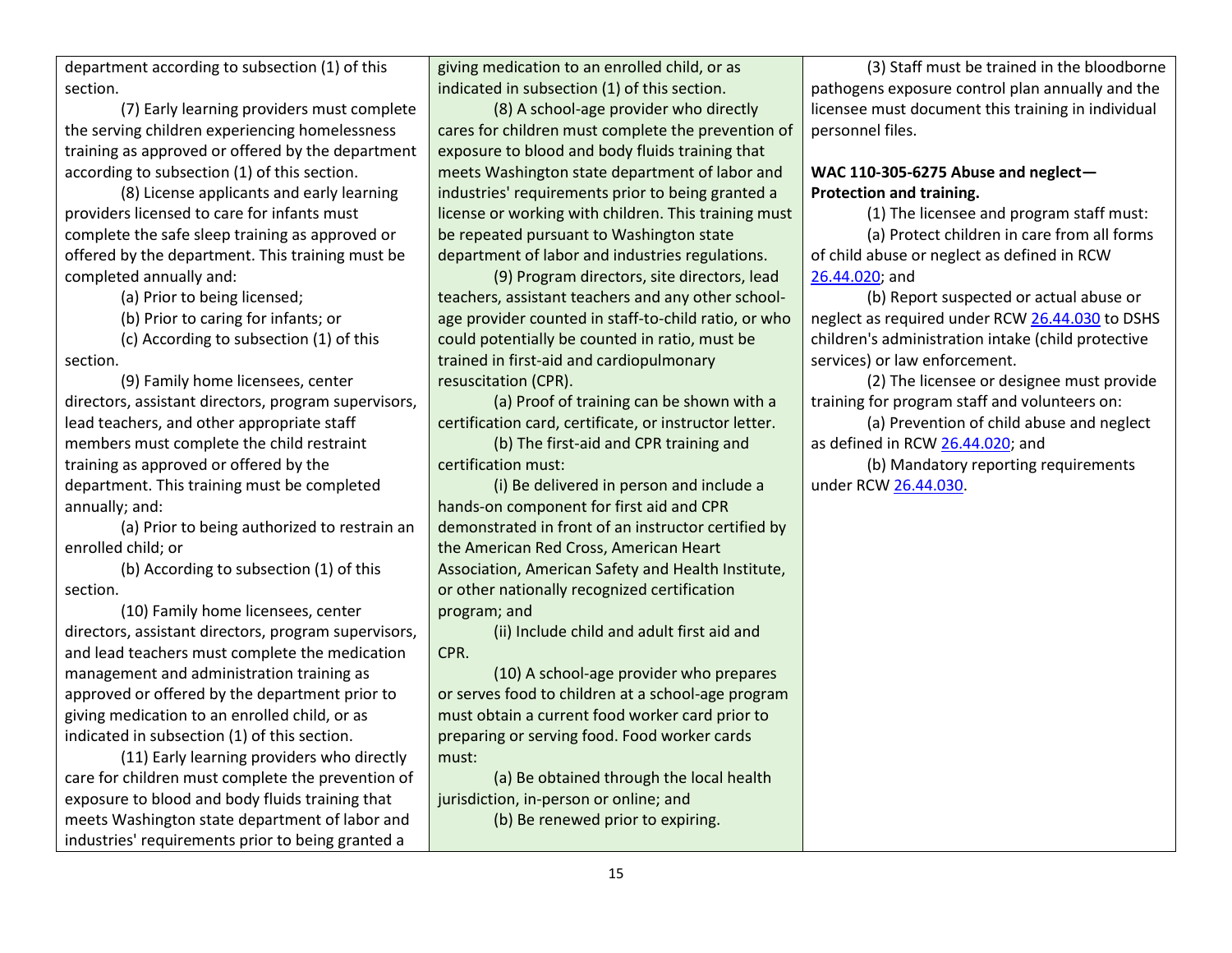department according to subsection (1) of this section.

(7) Early learning providers must complete the serving children experiencing homelessness training as approved or offered by the department according to subsection (1) of this section.

(8) License applicants and early learning providers licensed to care for infants must complete the safe sleep training as approved or offered by the department. This training must be completed annually and:

(a) Prior to being licensed;

(b) Prior to caring for infants; or

(c) According to subsection (1) of this section.

(9) Family home licensees, center directors, assistant directors, program supervisors, lead teachers, and other appropriate staff members must complete the child restraint training as approved or offered by the department. This training must be completed annually; and:

(a) Prior to being authorized to restrain an enrolled child; or

(b) According to subsection (1) of this section.

(10) Family home licensees, center directors, assistant directors, program supervisors, and lead teachers must complete the medication management and administration training as approved or offered by the department prior to giving medication to an enrolled child, or as indicated in subsection (1) of this section.

(11) Early learning providers who directly care for children must complete the prevention of exposure to blood and body fluids training that meets Washington state department of labor and industries' requirements prior to being granted a

giving medication to an enrolled child, or as indicated in subsection (1) of this section.

(8) A school-age provider who directly cares for children must complete the prevention of exposure to blood and body fluids training that meets Washington state department of labor and industries' requirements prior to being granted a license or working with children. This training must be repeated pursuant to Washington state department of labor and industries regulations.

(9) Program directors, site directors, lead teachers, assistant teachers and any other school-age provider counted in staff-to-child ratio, or who could potentially be counted in ratio, must be trained in first-aid and cardiopulmonary resuscitation (CPR).

(a) Proof of training can be shown with a certification card, certificate, or instructor letter.

(b) The first-aid and CPR training and certification must:

(i) Be delivered in person and include a hands-on component for first aid and CPR demonstrated in front of an instructor certified by the American Red Cross, American Heart Association, American Safety and Health Institute, or other nationally recognized certification program; and

(ii) Include child and adult first aid and CPR.

(10) A school-age provider who prepares or serves food to children at a school-age program must obtain a current food worker card prior to preparing or serving food. Food worker cards must:

(a) Be obtained through the local health jurisdiction, in-person or online; and

(b) Be renewed prior to expiring.

(3) Staff must be trained in the bloodborne pathogens exposure control plan annually and the licensee must document this training in individual personnel files.

**WAC 110-305-6275 Abuse and neglect—Protection and training.**

(1) The licensee and program staff must:

(a) Protect children in care from all forms of child abuse or neglect as defined in RCW 26.44.020; and

(b) Report suspected or actual abuse or neglect as required under RCW 26.44.030 to DSHS children's administration intake (child protective services) or law enforcement.

(2) The licensee or designee must provide training for program staff and volunteers on:

(a) Prevention of child abuse and neglect as defined in RCW 26.44.020; and

(b) Mandatory reporting requirements under RCW 26.44.030.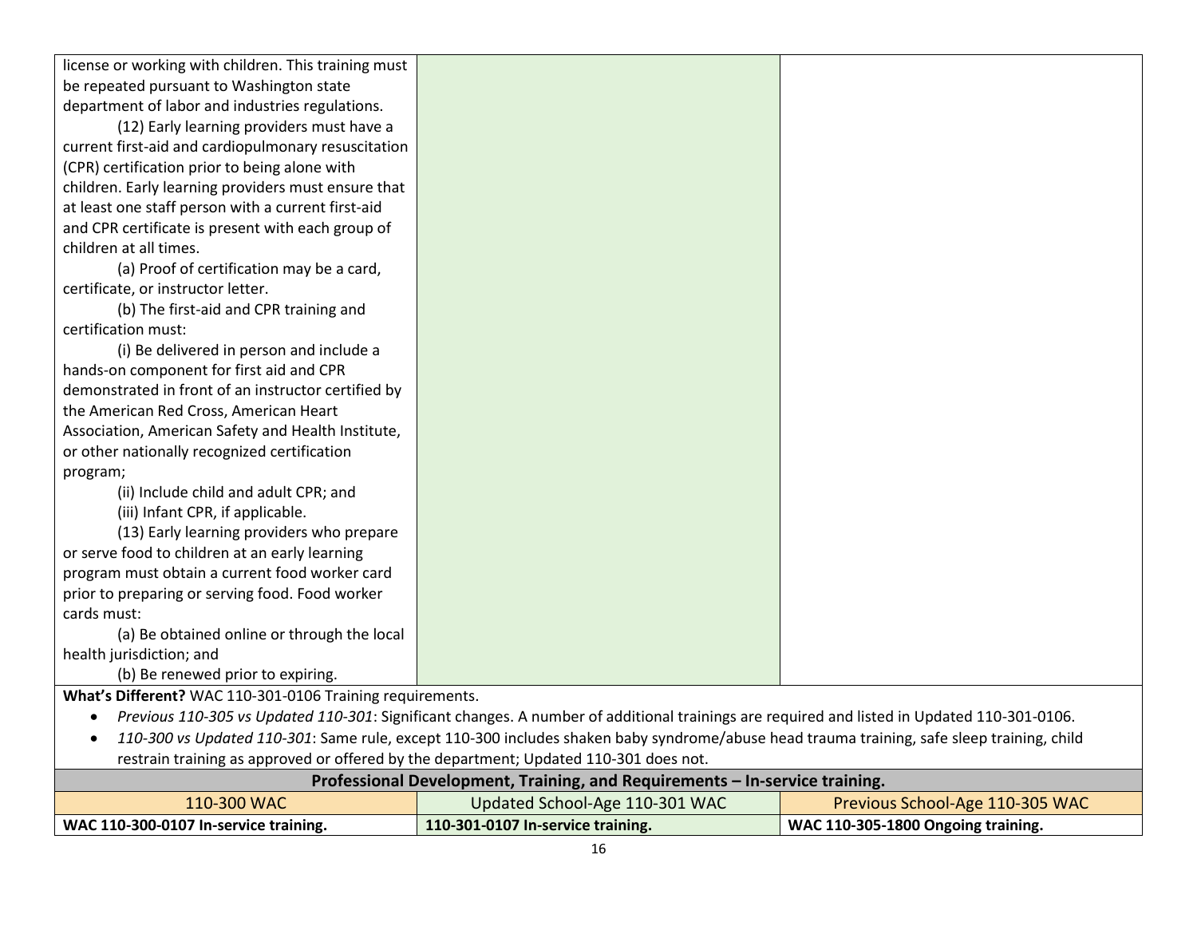| | | |
|---|---|---|
| license or working with children. This training must be repeated pursuant to Washington state department of labor and industries regulations.<br>(12) Early learning providers must have a current first-aid and cardiopulmonary resuscitation (CPR) certification prior to being alone with children. Early learning providers must ensure that at least one staff person with a current first-aid and CPR certificate is present with each group of children at all times.<br>(a) Proof of certification may be a card, certificate, or instructor letter.<br>(b) The first-aid and CPR training and certification must:<br>(i) Be delivered in person and include a hands-on component for first aid and CPR demonstrated in front of an instructor certified by the American Red Cross, American Heart Association, American Safety and Health Institute, or other nationally recognized certification program;<br>(ii) Include child and adult CPR; and<br>(iii) Infant CPR, if applicable.<br>(13) Early learning providers who prepare or serve food to children at an early learning program must obtain a current food worker card prior to preparing or serving food. Food worker cards must:<br>(a) Be obtained online or through the local health jurisdiction; and<br>(b) Be renewed prior to expiring. | | |

**What's Different?** WAC 110-301-0106 Training requirements.

- *Previous 110-305 vs Updated 110-301*: Significant changes. A number of additional trainings are required and listed in Updated 110-301-0106.
- *110-300 vs Updated 110-301*: Same rule, except 110-300 includes shaken baby syndrome/abuse head trauma training, safe sleep training, child restrain training as approved or offered by the department; Updated 110-301 does not.

**Professional Development, Training, and Requirements – In-service training.**

| 110-300 WAC | Updated School-Age 110-301 WAC | Previous School-Age 110-305 WAC |
|---|---|---|
| **WAC 110-300-0107 In-service training.** | **110-301-0107 In-service training.** | **WAC 110-305-1800 Ongoing training.** |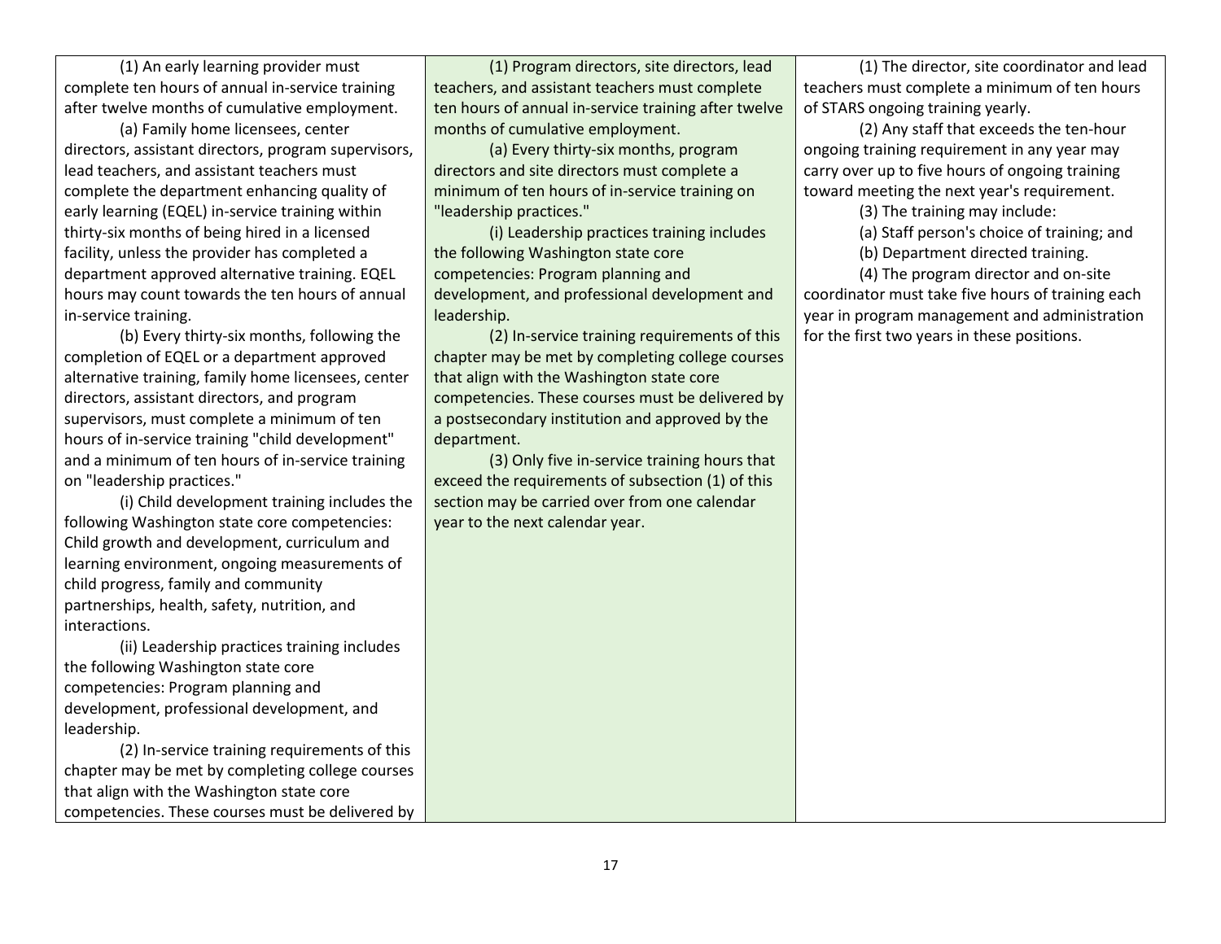| | | |
|---|---|---|
| (1) An early learning provider must complete ten hours of annual in-service training after twelve months of cumulative employment.<br>(a) Family home licensees, center directors, assistant directors, program supervisors, lead teachers, and assistant teachers must complete the department enhancing quality of early learning (EQEL) in-service training within thirty-six months of being hired in a licensed facility, unless the provider has completed a department approved alternative training. EQEL hours may count towards the ten hours of annual in-service training.<br>(b) Every thirty-six months, following the completion of EQEL or a department approved alternative training, family home licensees, center directors, assistant directors, and program supervisors, must complete a minimum of ten hours of in-service training "child development" and a minimum of ten hours of in-service training on "leadership practices."<br>(i) Child development training includes the following Washington state core competencies: Child growth and development, curriculum and learning environment, ongoing measurements of child progress, family and community partnerships, health, safety, nutrition, and interactions.<br>(ii) Leadership practices training includes the following Washington state core competencies: Program planning and development, professional development, and leadership.<br>(2) In-service training requirements of this chapter may be met by completing college courses that align with the Washington state core competencies. These courses must be delivered by | (1) Program directors, site directors, lead teachers, and assistant teachers must complete ten hours of annual in-service training after twelve months of cumulative employment.<br>(a) Every thirty-six months, program directors and site directors must complete a minimum of ten hours of in-service training on "leadership practices."<br>(i) Leadership practices training includes the following Washington state core competencies: Program planning and development, and professional development and leadership.<br>(2) In-service training requirements of this chapter may be met by completing college courses that align with the Washington state core competencies. These courses must be delivered by a postsecondary institution and approved by the department.<br>(3) Only five in-service training hours that exceed the requirements of subsection (1) of this section may be carried over from one calendar year to the next calendar year. | (1) The director, site coordinator and lead teachers must complete a minimum of ten hours of STARS ongoing training yearly.<br>(2) Any staff that exceeds the ten-hour ongoing training requirement in any year may carry over up to five hours of ongoing training toward meeting the next year's requirement.<br>(3) The training may include:<br>(a) Staff person's choice of training; and<br>(b) Department directed training.<br>(4) The program director and on-site coordinator must take five hours of training each year in program management and administration for the first two years in these positions. |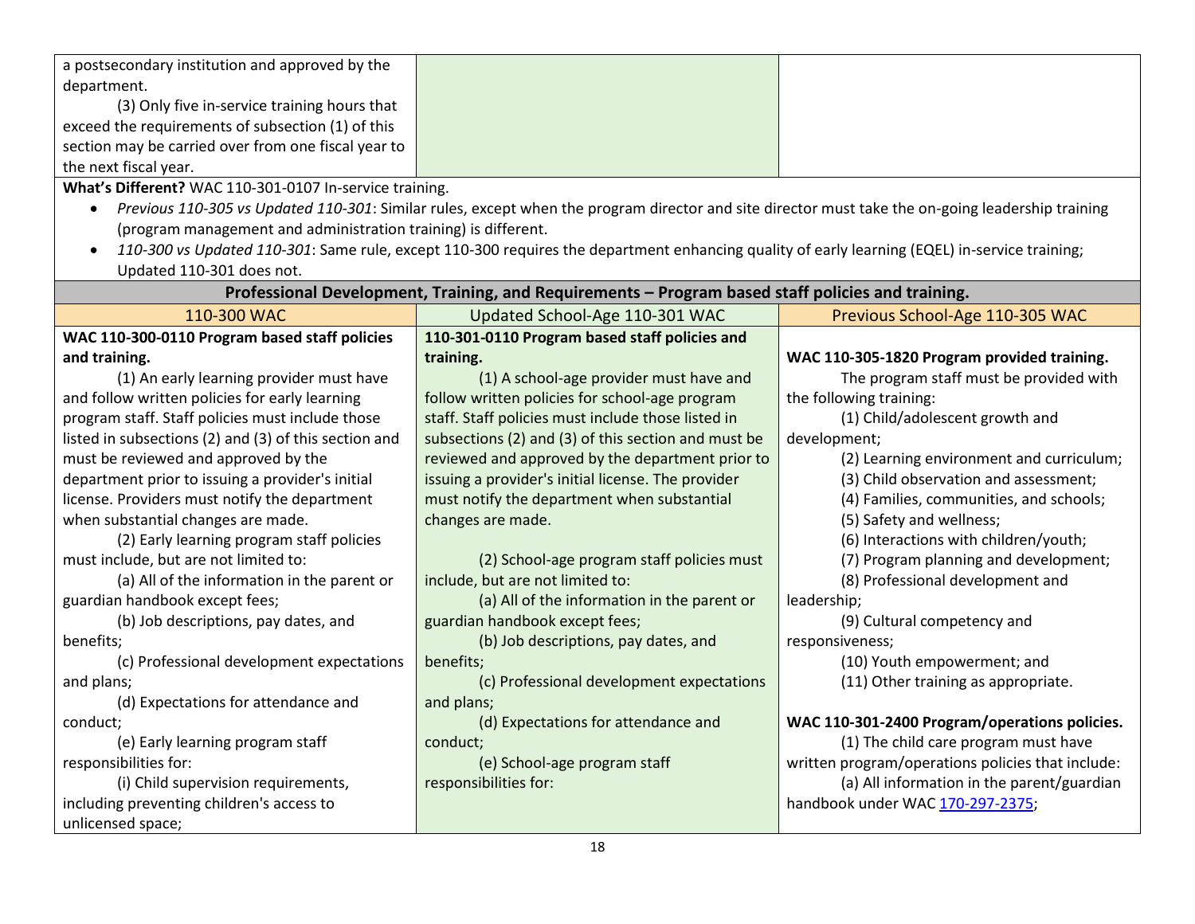| | | |
|---|---|---|
| a postsecondary institution and approved by the department.<br>(3) Only five in-service training hours that exceed the requirements of subsection (1) of this section may be carried over from one fiscal year to the next fiscal year. | | |

**What's Different?** WAC 110-301-0107 In-service training.

- *Previous 110-305 vs Updated 110-301*: Similar rules, except when the program director and site director must take the on-going leadership training (program management and administration training) is different.
- *110-300 vs Updated 110-301*: Same rule, except 110-300 requires the department enhancing quality of early learning (EQEL) in-service training; Updated 110-301 does not.

**Professional Development, Training, and Requirements – Program based staff policies and training.**

| 110-300 WAC | Updated School-Age 110-301 WAC | Previous School-Age 110-305 WAC |
|---|---|---|
| **WAC 110-300-0110 Program based staff policies and training.**<br>(1) An early learning provider must have and follow written policies for early learning program staff. Staff policies must include those listed in subsections (2) and (3) of this section and must be reviewed and approved by the department prior to issuing a provider's initial license. Providers must notify the department when substantial changes are made.<br>(2) Early learning program staff policies must include, but are not limited to:<br>(a) All of the information in the parent or guardian handbook except fees;<br>(b) Job descriptions, pay dates, and benefits;<br>(c) Professional development expectations and plans;<br>(d) Expectations for attendance and conduct;<br>(e) Early learning program staff responsibilities for:<br>(i) Child supervision requirements, including preventing children's access to unlicensed space; | **110-301-0110 Program based staff policies and training.**<br>(1) A school-age provider must have and follow written policies for school-age program staff. Staff policies must include those listed in subsections (2) and (3) of this section and must be reviewed and approved by the department prior to issuing a provider's initial license. The provider must notify the department when substantial changes are made.<br>(2) School-age program staff policies must include, but are not limited to:<br>(a) All of the information in the parent or guardian handbook except fees;<br>(b) Job descriptions, pay dates, and benefits;<br>(c) Professional development expectations and plans;<br>(d) Expectations for attendance and conduct;<br>(e) School-age program staff responsibilities for: | **WAC 110-305-1820 Program provided training.**<br>The program staff must be provided with the following training:<br>(1) Child/adolescent growth and development;<br>(2) Learning environment and curriculum;<br>(3) Child observation and assessment;<br>(4) Families, communities, and schools;<br>(5) Safety and wellness;<br>(6) Interactions with children/youth;<br>(7) Program planning and development;<br>(8) Professional development and leadership;<br>(9) Cultural competency and responsiveness;<br>(10) Youth empowerment; and<br>(11) Other training as appropriate.<br><br>**WAC 110-301-2400 Program/operations policies.**<br>(1) The child care program must have written program/operations policies that include:<br>(a) All information in the parent/guardian handbook under WAC 170-297-2375; |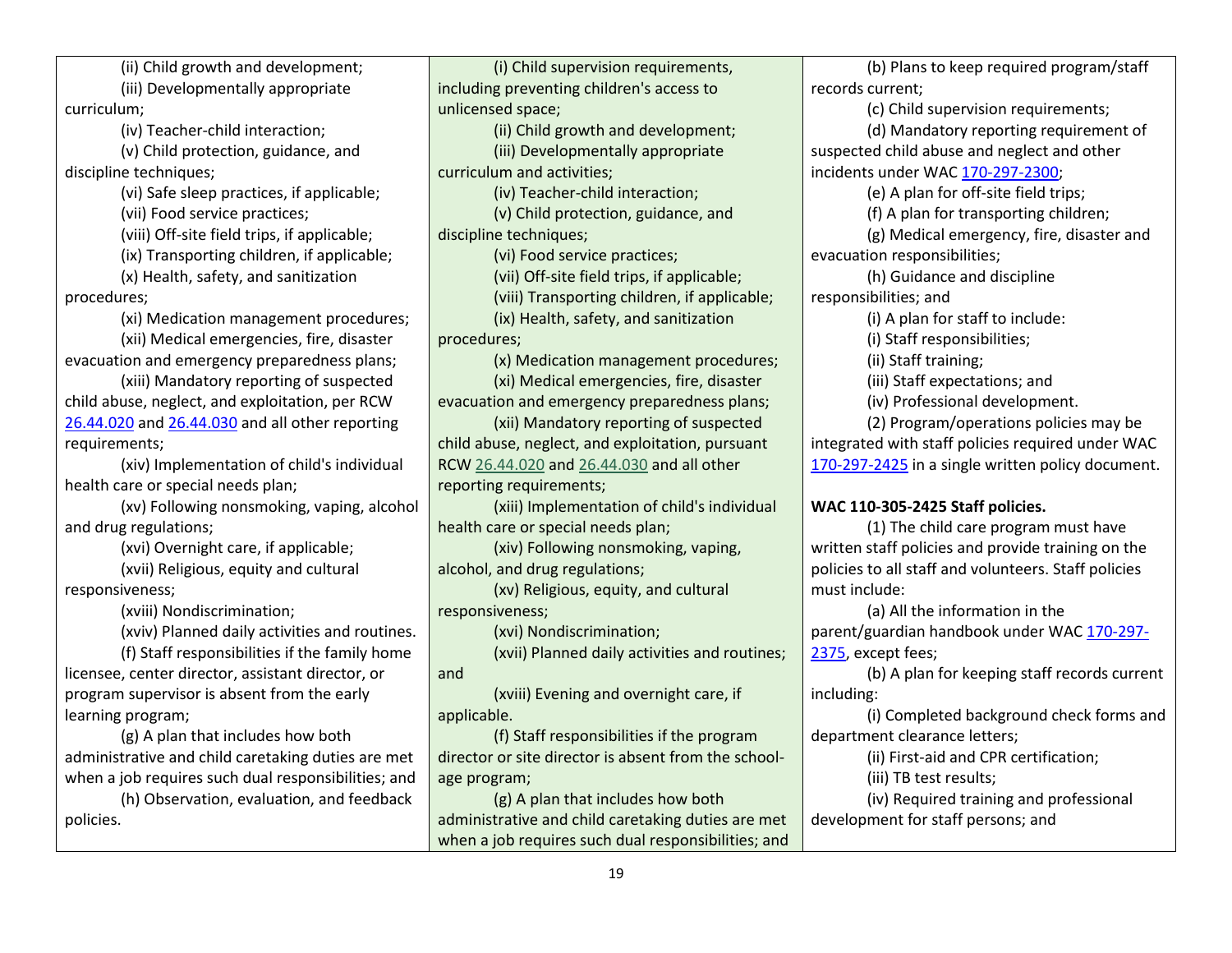(ii) Child growth and development;

(iii) Developmentally appropriate curriculum;

(iv) Teacher-child interaction;

(v) Child protection, guidance, and discipline techniques;

(vi) Safe sleep practices, if applicable;

(vii) Food service practices;

(viii) Off-site field trips, if applicable;

(ix) Transporting children, if applicable;

(x) Health, safety, and sanitization procedures;

(xi) Medication management procedures;

(xii) Medical emergencies, fire, disaster evacuation and emergency preparedness plans;

(xiii) Mandatory reporting of suspected child abuse, neglect, and exploitation, per RCW 26.44.020 and 26.44.030 and all other reporting requirements;

(xiv) Implementation of child's individual health care or special needs plan;

(xv) Following nonsmoking, vaping, alcohol and drug regulations;

(xvi) Overnight care, if applicable;

(xvii) Religious, equity and cultural responsiveness;

(xviii) Nondiscrimination;

(xviv) Planned daily activities and routines.

(f) Staff responsibilities if the family home licensee, center director, assistant director, or program supervisor is absent from the early learning program;

(g) A plan that includes how both administrative and child caretaking duties are met when a job requires such dual responsibilities; and

(h) Observation, evaluation, and feedback policies.

(i) Child supervision requirements, including preventing children's access to unlicensed space;

(ii) Child growth and development;

(iii) Developmentally appropriate curriculum and activities;

(iv) Teacher-child interaction;

(v) Child protection, guidance, and discipline techniques;

(vi) Food service practices;

(vii) Off-site field trips, if applicable;

(viii) Transporting children, if applicable;

(ix) Health, safety, and sanitization procedures;

(x) Medication management procedures;

(xi) Medical emergencies, fire, disaster evacuation and emergency preparedness plans;

(xii) Mandatory reporting of suspected child abuse, neglect, and exploitation, pursuant RCW 26.44.020 and 26.44.030 and all other reporting requirements;

(xiii) Implementation of child's individual health care or special needs plan;

(xiv) Following nonsmoking, vaping, alcohol, and drug regulations;

(xv) Religious, equity, and cultural responsiveness;

(xvi) Nondiscrimination;

(xvii) Planned daily activities and routines; and

(xviii) Evening and overnight care, if applicable.

(f) Staff responsibilities if the program director or site director is absent from the school-age program;

(g) A plan that includes how both administrative and child caretaking duties are met when a job requires such dual responsibilities; and

(b) Plans to keep required program/staff records current;

(c) Child supervision requirements;

(d) Mandatory reporting requirement of suspected child abuse and neglect and other incidents under WAC 170-297-2300;

(e) A plan for off-site field trips;

(f) A plan for transporting children;

(g) Medical emergency, fire, disaster and evacuation responsibilities;

(h) Guidance and discipline responsibilities; and

(i) A plan for staff to include:

(i) Staff responsibilities;

(ii) Staff training;

(iii) Staff expectations; and

(iv) Professional development.

(2) Program/operations policies may be integrated with staff policies required under WAC 170-297-2425 in a single written policy document.

**WAC 110-305-2425 Staff policies.**

(1) The child care program must have written staff policies and provide training on the policies to all staff and volunteers. Staff policies must include:

(a) All the information in the parent/guardian handbook under WAC 170-297-2375, except fees;

(b) A plan for keeping staff records current including:

(i) Completed background check forms and department clearance letters;

(ii) First-aid and CPR certification;

(iii) TB test results;

(iv) Required training and professional development for staff persons; and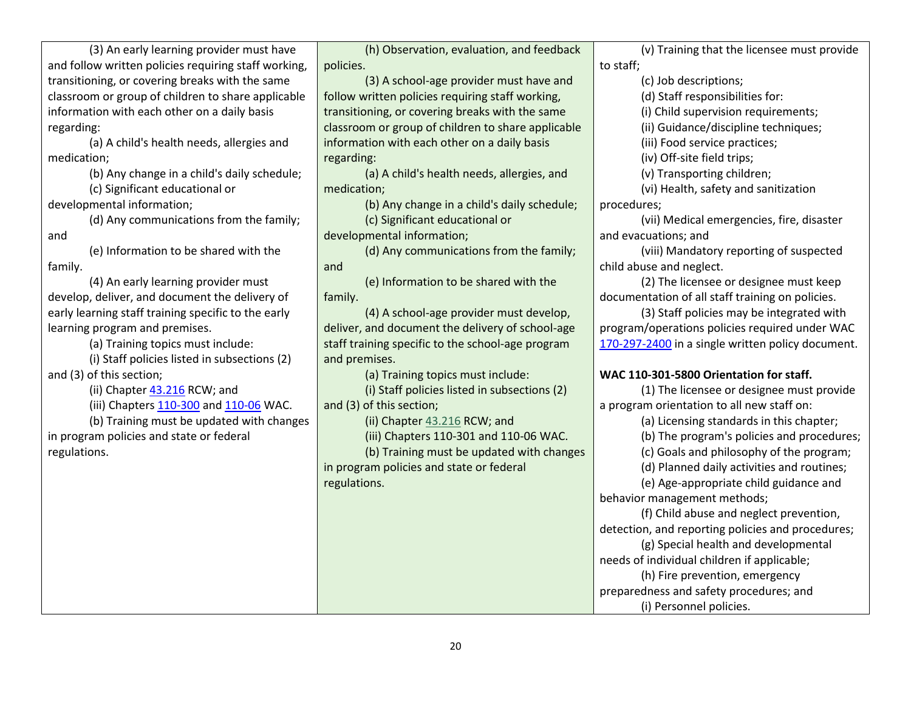| | | |
|---|---|---|
| (3) An early learning provider must have and follow written policies requiring staff working, transitioning, or covering breaks with the same classroom or group of children to share applicable information with each other on a daily basis regarding:<br>(a) A child's health needs, allergies and medication;<br>(b) Any change in a child's daily schedule;<br>(c) Significant educational or developmental information;<br>(d) Any communications from the family; and<br>(e) Information to be shared with the family.<br>(4) An early learning provider must develop, deliver, and document the delivery of early learning staff training specific to the early learning program and premises.<br>(a) Training topics must include:<br>(i) Staff policies listed in subsections (2) and (3) of this section;<br>(ii) Chapter 43.216 RCW; and<br>(iii) Chapters 110-300 and 110-06 WAC.<br>(b) Training must be updated with changes in program policies and state or federal regulations. | (h) Observation, evaluation, and feedback policies.<br>(3) A school-age provider must have and follow written policies requiring staff working, transitioning, or covering breaks with the same classroom or group of children to share applicable information with each other on a daily basis regarding:<br>(a) A child's health needs, allergies, and medication;<br>(b) Any change in a child's daily schedule;<br>(c) Significant educational or developmental information;<br>(d) Any communications from the family; and<br>(e) Information to be shared with the family.<br>(4) A school-age provider must develop, deliver, and document the delivery of school-age staff training specific to the school-age program and premises.<br>(a) Training topics must include:<br>(i) Staff policies listed in subsections (2) and (3) of this section;<br>(ii) Chapter 43.216 RCW; and<br>(iii) Chapters 110-301 and 110-06 WAC.<br>(b) Training must be updated with changes in program policies and state or federal regulations. | (v) Training that the licensee must provide to staff;<br>(c) Job descriptions;<br>(d) Staff responsibilities for:<br>(i) Child supervision requirements;<br>(ii) Guidance/discipline techniques;<br>(iii) Food service practices;<br>(iv) Off-site field trips;<br>(v) Transporting children;<br>(vi) Health, safety and sanitization procedures;<br>(vii) Medical emergencies, fire, disaster and evacuations; and<br>(viii) Mandatory reporting of suspected child abuse and neglect.<br>(2) The licensee or designee must keep documentation of all staff training on policies.<br>(3) Staff policies may be integrated with program/operations policies required under WAC 170-297-2400 in a single written policy document.<br><br>**WAC 110-301-5800 Orientation for staff.**<br>(1) The licensee or designee must provide a program orientation to all new staff on:<br>(a) Licensing standards in this chapter;<br>(b) The program's policies and procedures;<br>(c) Goals and philosophy of the program;<br>(d) Planned daily activities and routines;<br>(e) Age-appropriate child guidance and behavior management methods;<br>(f) Child abuse and neglect prevention, detection, and reporting policies and procedures;<br>(g) Special health and developmental needs of individual children if applicable;<br>(h) Fire prevention, emergency preparedness and safety procedures; and<br>(i) Personnel policies. |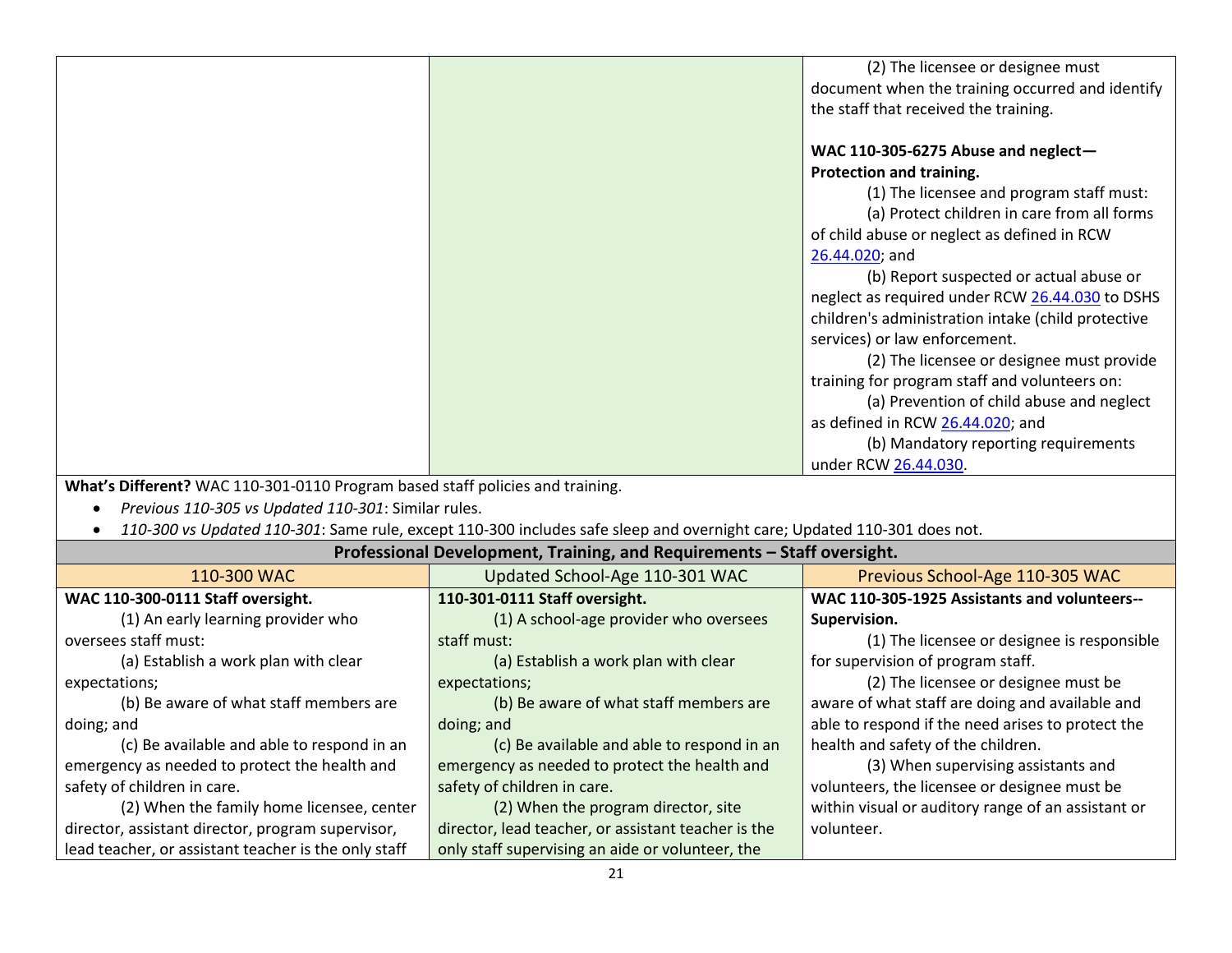| | | |
|---|---|---|
| | | (2) The licensee or designee must document when the training occurred and identify the staff that received the training.<br><br>**WAC 110-305-6275 Abuse and neglect—Protection and training.**<br>(1) The licensee and program staff must:<br>(a) Protect children in care from all forms of child abuse or neglect as defined in RCW 26.44.020; and<br>(b) Report suspected or actual abuse or neglect as required under RCW 26.44.030 to DSHS children's administration intake (child protective services) or law enforcement.<br>(2) The licensee or designee must provide training for program staff and volunteers on:<br>(a) Prevention of child abuse and neglect as defined in RCW 26.44.020; and<br>(b) Mandatory reporting requirements under RCW 26.44.030. |

**What's Different?** WAC 110-301-0110 Program based staff policies and training.

- *Previous 110-305 vs Updated 110-301*: Similar rules.
- *110-300 vs Updated 110-301*: Same rule, except 110-300 includes safe sleep and overnight care; Updated 110-301 does not.

**Professional Development, Training, and Requirements – Staff oversight.**

| 110-300 WAC | Updated School-Age 110-301 WAC | Previous School-Age 110-305 WAC |
|---|---|---|
| **WAC 110-300-0111 Staff oversight.**<br>(1) An early learning provider who oversees staff must:<br>(a) Establish a work plan with clear expectations;<br>(b) Be aware of what staff members are doing; and<br>(c) Be available and able to respond in an emergency as needed to protect the health and safety of children in care.<br>(2) When the family home licensee, center director, assistant director, program supervisor, lead teacher, or assistant teacher is the only staff | **110-301-0111 Staff oversight.**<br>(1) A school-age provider who oversees staff must:<br>(a) Establish a work plan with clear expectations;<br>(b) Be aware of what staff members are doing; and<br>(c) Be available and able to respond in an emergency as needed to protect the health and safety of children in care.<br>(2) When the program director, site director, lead teacher, or assistant teacher is the only staff supervising an aide or volunteer, the | **WAC 110-305-1925 Assistants and volunteers--Supervision.**<br>(1) The licensee or designee is responsible for supervision of program staff.<br>(2) The licensee or designee must be aware of what staff are doing and available and able to respond if the need arises to protect the health and safety of the children.<br>(3) When supervising assistants and volunteers, the licensee or designee must be within visual or auditory range of an assistant or volunteer. |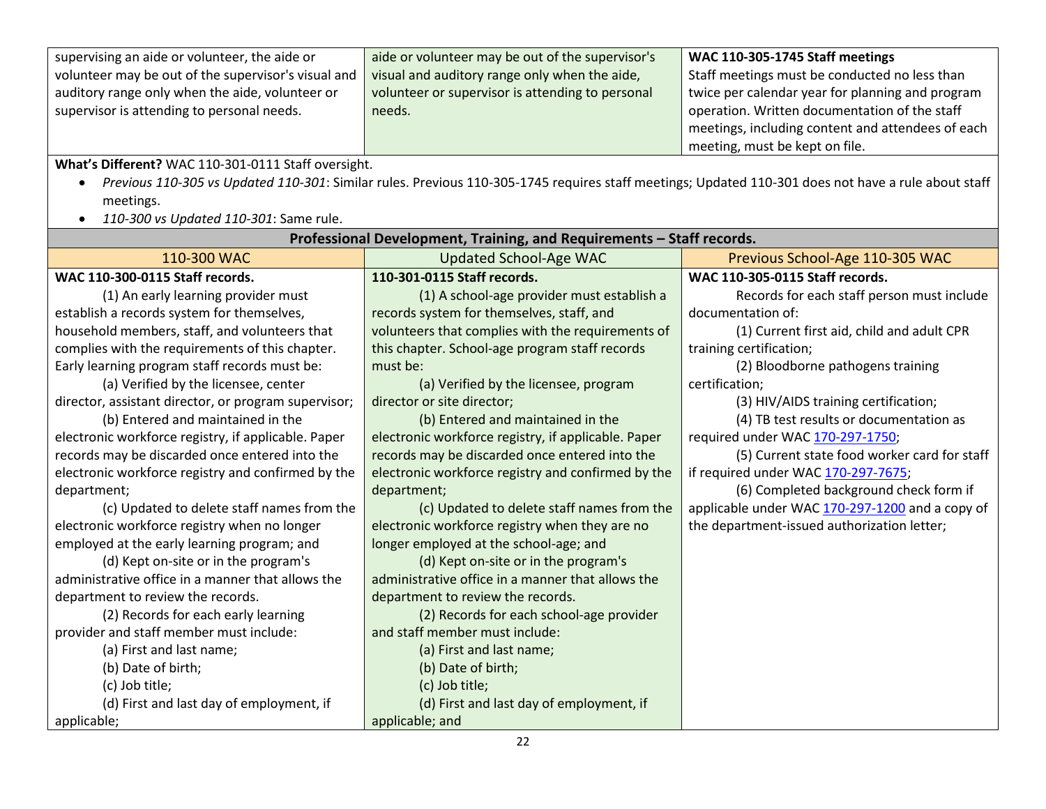| | | |
|---|---|---|
| supervising an aide or volunteer, the aide or volunteer may be out of the supervisor's visual and auditory range only when the aide, volunteer or supervisor is attending to personal needs. | aide or volunteer may be out of the supervisor's visual and auditory range only when the aide, volunteer or supervisor is attending to personal needs. | **WAC 110-305-1745 Staff meetings**<br>Staff meetings must be conducted no less than twice per calendar year for planning and program operation. Written documentation of the staff meetings, including content and attendees of each meeting, must be kept on file. |

**What's Different?** WAC 110-301-0111 Staff oversight.

- *Previous 110-305 vs Updated 110-301*: Similar rules. Previous 110-305-1745 requires staff meetings; Updated 110-301 does not have a rule about staff meetings.
- *110-300 vs Updated 110-301*: Same rule.

**Professional Development, Training, and Requirements – Staff records.**

| 110-300 WAC | Updated School-Age WAC | Previous School-Age 110-305 WAC |
|---|---|---|
| **WAC 110-300-0115 Staff records.**<br>(1) An early learning provider must establish a records system for themselves, household members, staff, and volunteers that complies with the requirements of this chapter. Early learning program staff records must be:<br>(a) Verified by the licensee, center director, assistant director, or program supervisor;<br>(b) Entered and maintained in the electronic workforce registry, if applicable. Paper records may be discarded once entered into the electronic workforce registry and confirmed by the department;<br>(c) Updated to delete staff names from the electronic workforce registry when no longer employed at the early learning program; and<br>(d) Kept on-site or in the program's administrative office in a manner that allows the department to review the records.<br>(2) Records for each early learning provider and staff member must include:<br>(a) First and last name;<br>(b) Date of birth;<br>(c) Job title;<br>(d) First and last day of employment, if applicable; | **110-301-0115 Staff records.**<br>(1) A school-age provider must establish a records system for themselves, staff, and volunteers that complies with the requirements of this chapter. School-age program staff records must be:<br>(a) Verified by the licensee, program director or site director;<br>(b) Entered and maintained in the electronic workforce registry, if applicable. Paper records may be discarded once entered into the electronic workforce registry and confirmed by the department;<br>(c) Updated to delete staff names from the electronic workforce registry when they are no longer employed at the school-age; and<br>(d) Kept on-site or in the program's administrative office in a manner that allows the department to review the records.<br>(2) Records for each school-age provider and staff member must include:<br>(a) First and last name;<br>(b) Date of birth;<br>(c) Job title;<br>(d) First and last day of employment, if applicable; and | **WAC 110-305-0115 Staff records.**<br>Records for each staff person must include documentation of:<br>(1) Current first aid, child and adult CPR training certification;<br>(2) Bloodborne pathogens training certification;<br>(3) HIV/AIDS training certification;<br>(4) TB test results or documentation as required under WAC 170-297-1750;<br>(5) Current state food worker card for staff if required under WAC 170-297-7675;<br>(6) Completed background check form if applicable under WAC 170-297-1200 and a copy of the department-issued authorization letter; |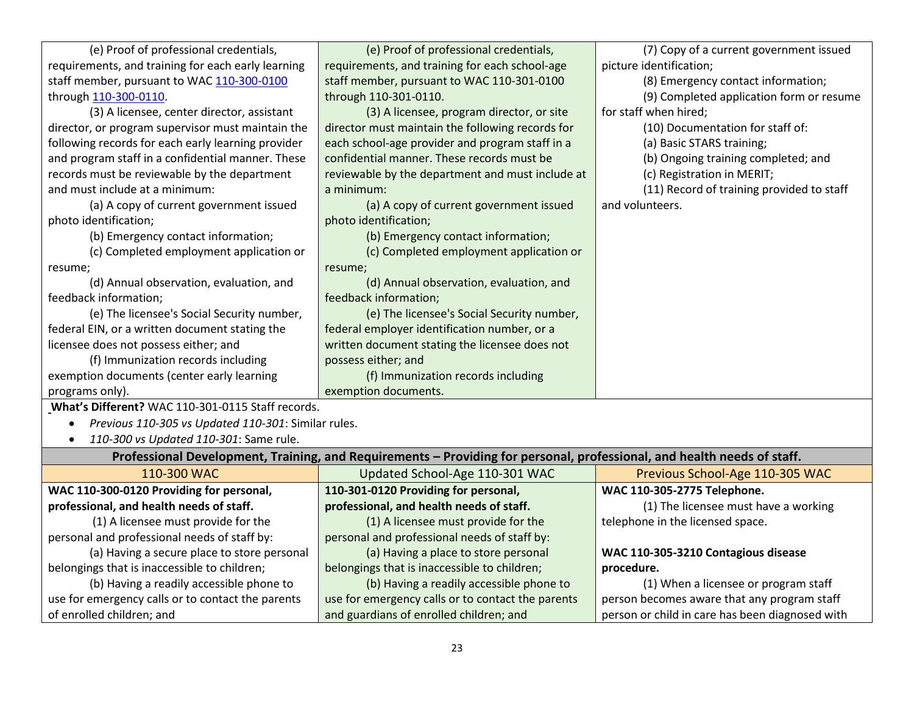| | | |
|---|---|---|
| (e) Proof of professional credentials, requirements, and training for each early learning staff member, pursuant to WAC 110-300-0100 through 110-300-0110.<br>(3) A licensee, center director, assistant director, or program supervisor must maintain the following records for each early learning provider and program staff in a confidential manner. These records must be reviewable by the department and must include at a minimum:<br>(a) A copy of current government issued photo identification;<br>(b) Emergency contact information;<br>(c) Completed employment application or resume;<br>(d) Annual observation, evaluation, and feedback information;<br>(e) The licensee's Social Security number, federal EIN, or a written document stating the licensee does not possess either; and<br>(f) Immunization records including exemption documents (center early learning programs only). | (e) Proof of professional credentials, requirements, and training for each school-age staff member, pursuant to WAC 110-301-0100 through 110-301-0110.<br>(3) A licensee, program director, or site director must maintain the following records for each school-age provider and program staff in a confidential manner. These records must be reviewable by the department and must include at a minimum:<br>(a) A copy of current government issued photo identification;<br>(b) Emergency contact information;<br>(c) Completed employment application or resume;<br>(d) Annual observation, evaluation, and feedback information;<br>(e) The licensee's Social Security number, federal employer identification number, or a written document stating the licensee does not possess either; and<br>(f) Immunization records including exemption documents. | (7) Copy of a current government issued picture identification;<br>(8) Emergency contact information;<br>(9) Completed application form or resume for staff when hired;<br>(10) Documentation for staff of:<br>(a) Basic STARS training;<br>(b) Ongoing training completed; and<br>(c) Registration in MERIT;<br>(11) Record of training provided to staff and volunteers. |

**What's Different?** WAC 110-301-0115 Staff records.

- *Previous 110-305 vs Updated 110-301*: Similar rules.
- *110-300 vs Updated 110-301*: Same rule.

**Professional Development, Training, and Requirements – Providing for personal, professional, and health needs of staff.**

| 110-300 WAC | Updated School-Age 110-301 WAC | Previous School-Age 110-305 WAC |
|---|---|---|
| **WAC 110-300-0120 Providing for personal, professional, and health needs of staff.**<br>(1) A licensee must provide for the personal and professional needs of staff by:<br>(a) Having a secure place to store personal belongings that is inaccessible to children;<br>(b) Having a readily accessible phone to use for emergency calls or to contact the parents of enrolled children; and | **110-301-0120 Providing for personal, professional, and health needs of staff.**<br>(1) A licensee must provide for the personal and professional needs of staff by:<br>(a) Having a place to store personal belongings that is inaccessible to children;<br>(b) Having a readily accessible phone to use for emergency calls or to contact the parents and guardians of enrolled children; and | **WAC 110-305-2775 Telephone.**<br>(1) The licensee must have a working telephone in the licensed space.<br><br>**WAC 110-305-3210 Contagious disease procedure.**<br>(1) When a licensee or program staff person becomes aware that any program staff person or child in care has been diagnosed with |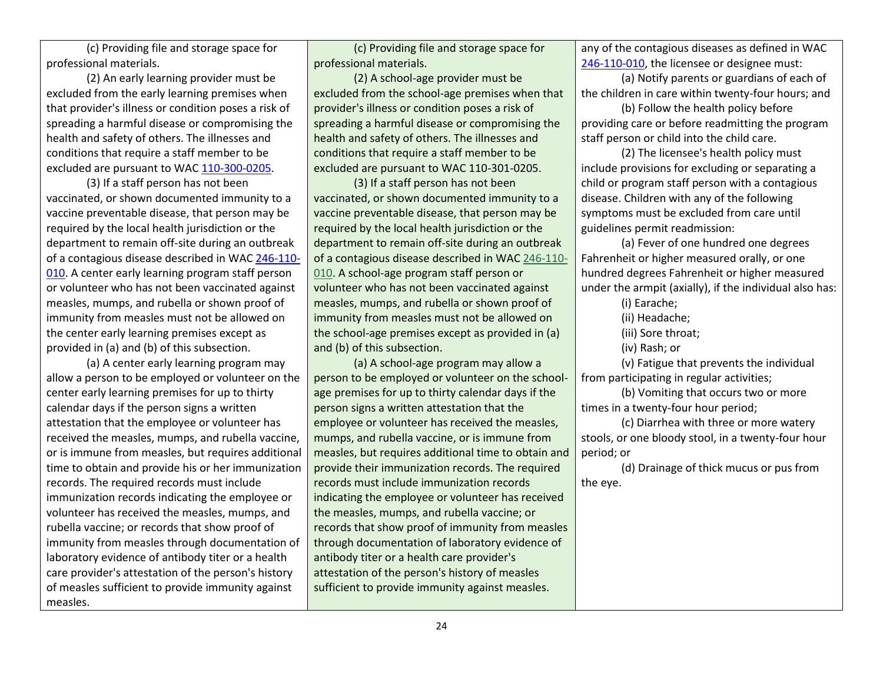| | | |
|---|---|---|
| (c) Providing file and storage space for professional materials.<br><br>(2) An early learning provider must be excluded from the early learning premises when that provider's illness or condition poses a risk of spreading a harmful disease or compromising the health and safety of others. The illnesses and conditions that require a staff member to be excluded are pursuant to WAC 110-300-0205.<br><br>(3) If a staff person has not been vaccinated, or shown documented immunity to a vaccine preventable disease, that person may be required by the local health jurisdiction or the department to remain off-site during an outbreak of a contagious disease described in WAC 246-110-010. A center early learning program staff person or volunteer who has not been vaccinated against measles, mumps, and rubella or shown proof of immunity from measles must not be allowed on the center early learning premises except as provided in (a) and (b) of this subsection.<br><br>(a) A center early learning program may allow a person to be employed or volunteer on the center early learning premises for up to thirty calendar days if the person signs a written attestation that the employee or volunteer has received the measles, mumps, and rubella vaccine, or is immune from measles, but requires additional time to obtain and provide his or her immunization records. The required records must include immunization records indicating the employee or volunteer has received the measles, mumps, and rubella vaccine; or records that show proof of immunity from measles through documentation of laboratory evidence of antibody titer or a health care provider's attestation of the person's history of measles sufficient to provide immunity against measles. | (c) Providing file and storage space for professional materials.<br><br>(2) A school-age provider must be excluded from the school-age premises when that provider's illness or condition poses a risk of spreading a harmful disease or compromising the health and safety of others. The illnesses and conditions that require a staff member to be excluded are pursuant to WAC 110-301-0205.<br><br>(3) If a staff person has not been vaccinated, or shown documented immunity to a vaccine preventable disease, that person may be required by the local health jurisdiction or the department to remain off-site during an outbreak of a contagious disease described in WAC 246-110-010. A school-age program staff person or volunteer who has not been vaccinated against measles, mumps, and rubella or shown proof of immunity from measles must not be allowed on the school-age premises except as provided in (a) and (b) of this subsection.<br><br>(a) A school-age program may allow a person to be employed or volunteer on the school-age premises for up to thirty calendar days if the person signs a written attestation that the employee or volunteer has received the measles, mumps, and rubella vaccine, or is immune from measles, but requires additional time to obtain and provide their immunization records. The required records must include immunization records indicating the employee or volunteer has received the measles, mumps, and rubella vaccine; or records that show proof of immunity from measles through documentation of laboratory evidence of antibody titer or a health care provider's attestation of the person's history of measles sufficient to provide immunity against measles. | any of the contagious diseases as defined in WAC 246-110-010, the licensee or designee must:<br><br>(a) Notify parents or guardians of each of the children in care within twenty-four hours; and<br><br>(b) Follow the health policy before providing care or before readmitting the program staff person or child into the child care.<br><br>(2) The licensee's health policy must include provisions for excluding or separating a child or program staff person with a contagious disease. Children with any of the following symptoms must be excluded from care until guidelines permit readmission:<br><br>(a) Fever of one hundred one degrees Fahrenheit or higher measured orally, or one hundred degrees Fahrenheit or higher measured under the armpit (axially), if the individual also has:<br><br>(i) Earache;<br><br>(ii) Headache;<br><br>(iii) Sore throat;<br><br>(iv) Rash; or<br><br>(v) Fatigue that prevents the individual from participating in regular activities;<br><br>(b) Vomiting that occurs two or more times in a twenty-four hour period;<br><br>(c) Diarrhea with three or more watery stools, or one bloody stool, in a twenty-four hour period; or<br><br>(d) Drainage of thick mucus or pus from the eye. |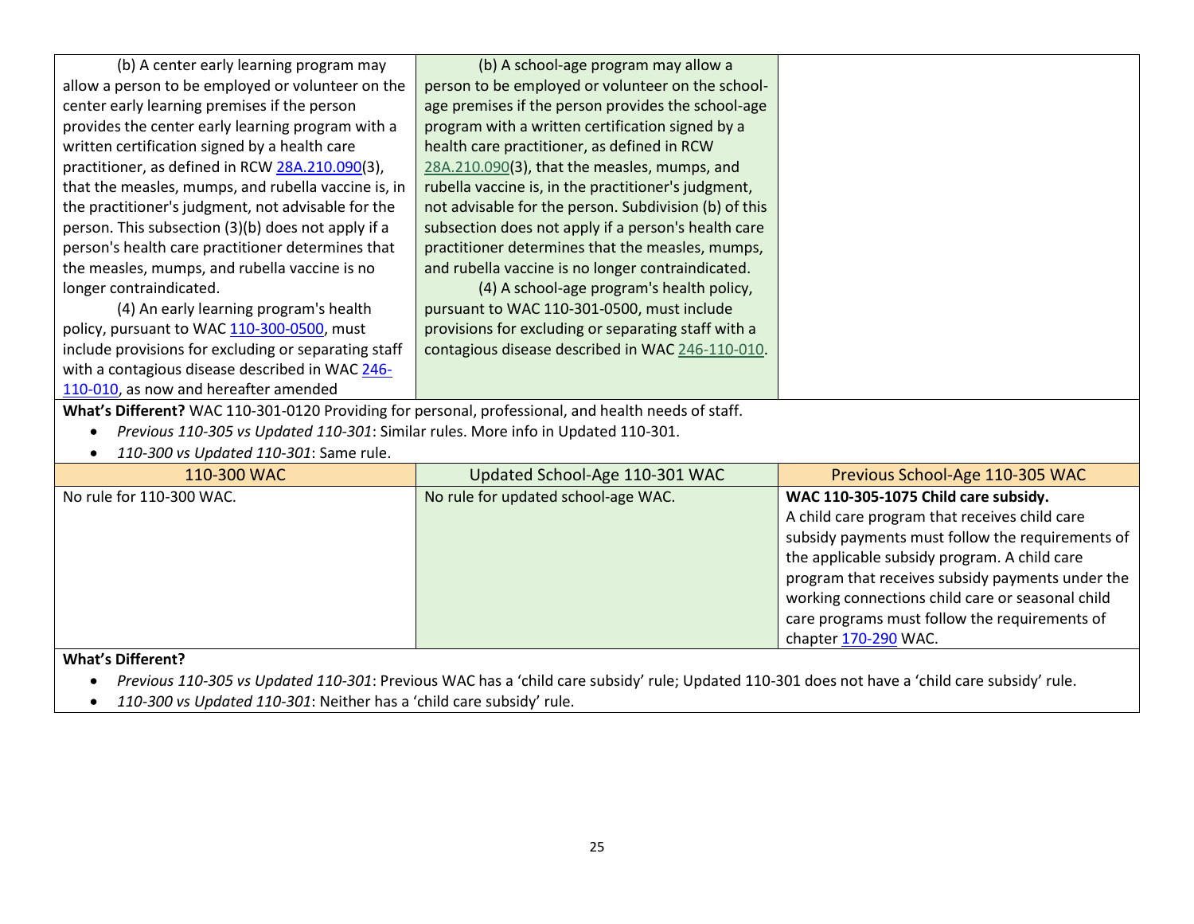| | | |
|---|---|---|
| (b) A center early learning program may allow a person to be employed or volunteer on the center early learning premises if the person provides the center early learning program with a written certification signed by a health care practitioner, as defined in RCW 28A.210.090(3), that the measles, mumps, and rubella vaccine is, in the practitioner's judgment, not advisable for the person. This subsection (3)(b) does not apply if a person's health care practitioner determines that the measles, mumps, and rubella vaccine is no longer contraindicated.<br><br>(4) An early learning program's health policy, pursuant to WAC 110-300-0500, must include provisions for excluding or separating staff with a contagious disease described in WAC 246-110-010, as now and hereafter amended | (b) A school-age program may allow a person to be employed or volunteer on the school-age premises if the person provides the school-age program with a written certification signed by a health care practitioner, as defined in RCW 28A.210.090(3), that the measles, mumps, and rubella vaccine is, in the practitioner's judgment, not advisable for the person. Subdivision (b) of this subsection does not apply if a person's health care practitioner determines that the measles, mumps, and rubella vaccine is no longer contraindicated.<br><br>(4) A school-age program's health policy, pursuant to WAC 110-301-0500, must include provisions for excluding or separating staff with a contagious disease described in WAC 246-110-010. | |

**What's Different?** WAC 110-301-0120 Providing for personal, professional, and health needs of staff.

- *Previous 110-305 vs Updated 110-301*: Similar rules. More info in Updated 110-301.
- *110-300 vs Updated 110-301*: Same rule.

| 110-300 WAC | Updated School-Age 110-301 WAC | Previous School-Age 110-305 WAC |
|---|---|---|
| No rule for 110-300 WAC. | No rule for updated school-age WAC. | **WAC 110-305-1075 Child care subsidy.**<br>A child care program that receives child care subsidy payments must follow the requirements of the applicable subsidy program. A child care program that receives subsidy payments under the working connections child care or seasonal child care programs must follow the requirements of chapter 170-290 WAC. |

**What's Different?**

- *Previous 110-305 vs Updated 110-301*: Previous WAC has a 'child care subsidy' rule; Updated 110-301 does not have a 'child care subsidy' rule.
- *110-300 vs Updated 110-301*: Neither has a 'child care subsidy' rule.